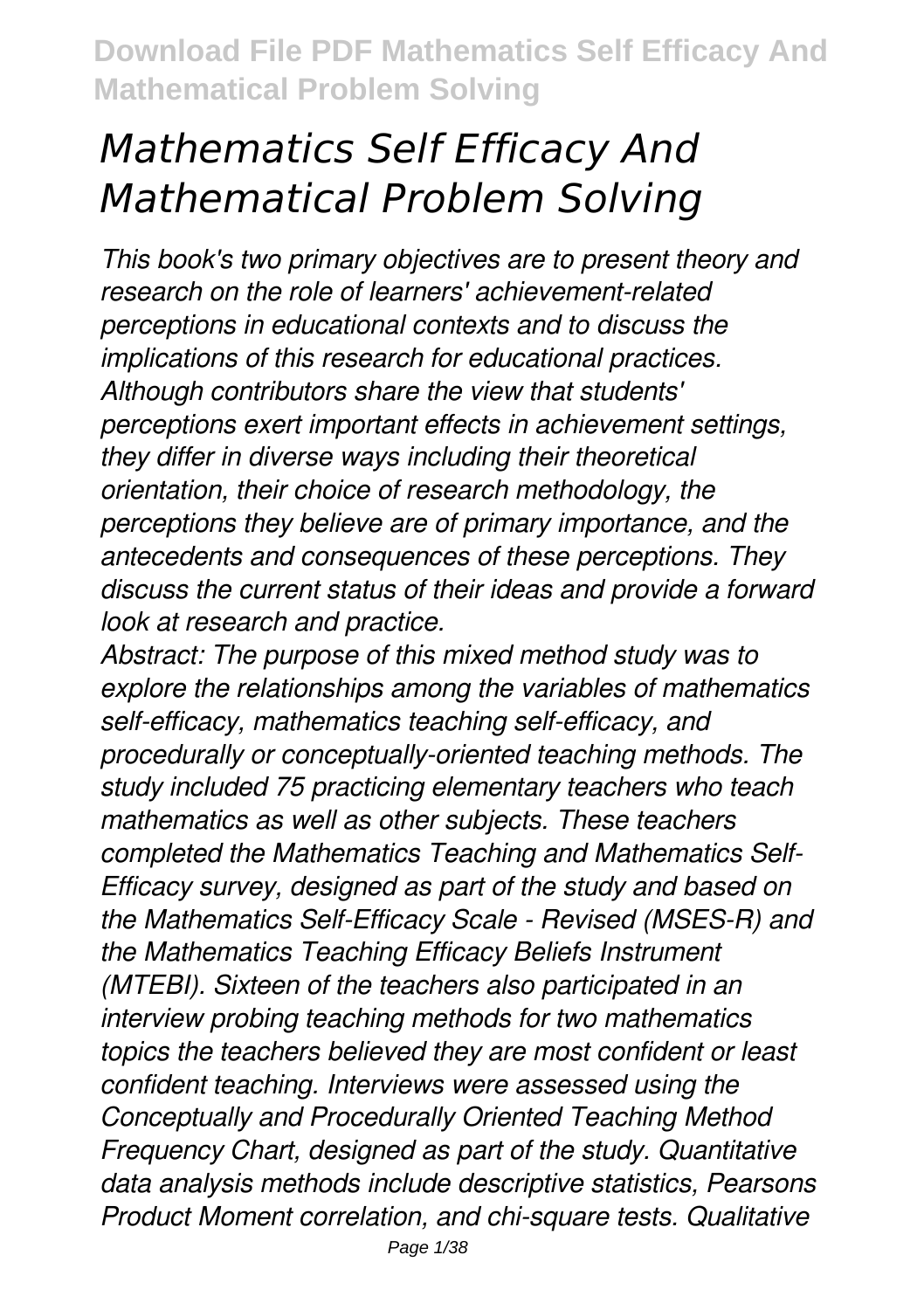# *Mathematics Self Efficacy And Mathematical Problem Solving*

*This book's two primary objectives are to present theory and research on the role of learners' achievement-related perceptions in educational contexts and to discuss the implications of this research for educational practices. Although contributors share the view that students' perceptions exert important effects in achievement settings, they differ in diverse ways including their theoretical orientation, their choice of research methodology, the perceptions they believe are of primary importance, and the antecedents and consequences of these perceptions. They discuss the current status of their ideas and provide a forward look at research and practice.*

*Abstract: The purpose of this mixed method study was to explore the relationships among the variables of mathematics self-efficacy, mathematics teaching self-efficacy, and procedurally or conceptually-oriented teaching methods. The study included 75 practicing elementary teachers who teach mathematics as well as other subjects. These teachers completed the Mathematics Teaching and Mathematics Self-Efficacy survey, designed as part of the study and based on the Mathematics Self-Efficacy Scale - Revised (MSES-R) and the Mathematics Teaching Efficacy Beliefs Instrument (MTEBI). Sixteen of the teachers also participated in an interview probing teaching methods for two mathematics topics the teachers believed they are most confident or least confident teaching. Interviews were assessed using the Conceptually and Procedurally Oriented Teaching Method Frequency Chart, designed as part of the study. Quantitative data analysis methods include descriptive statistics, Pearsons Product Moment correlation, and chi-square tests. Qualitative*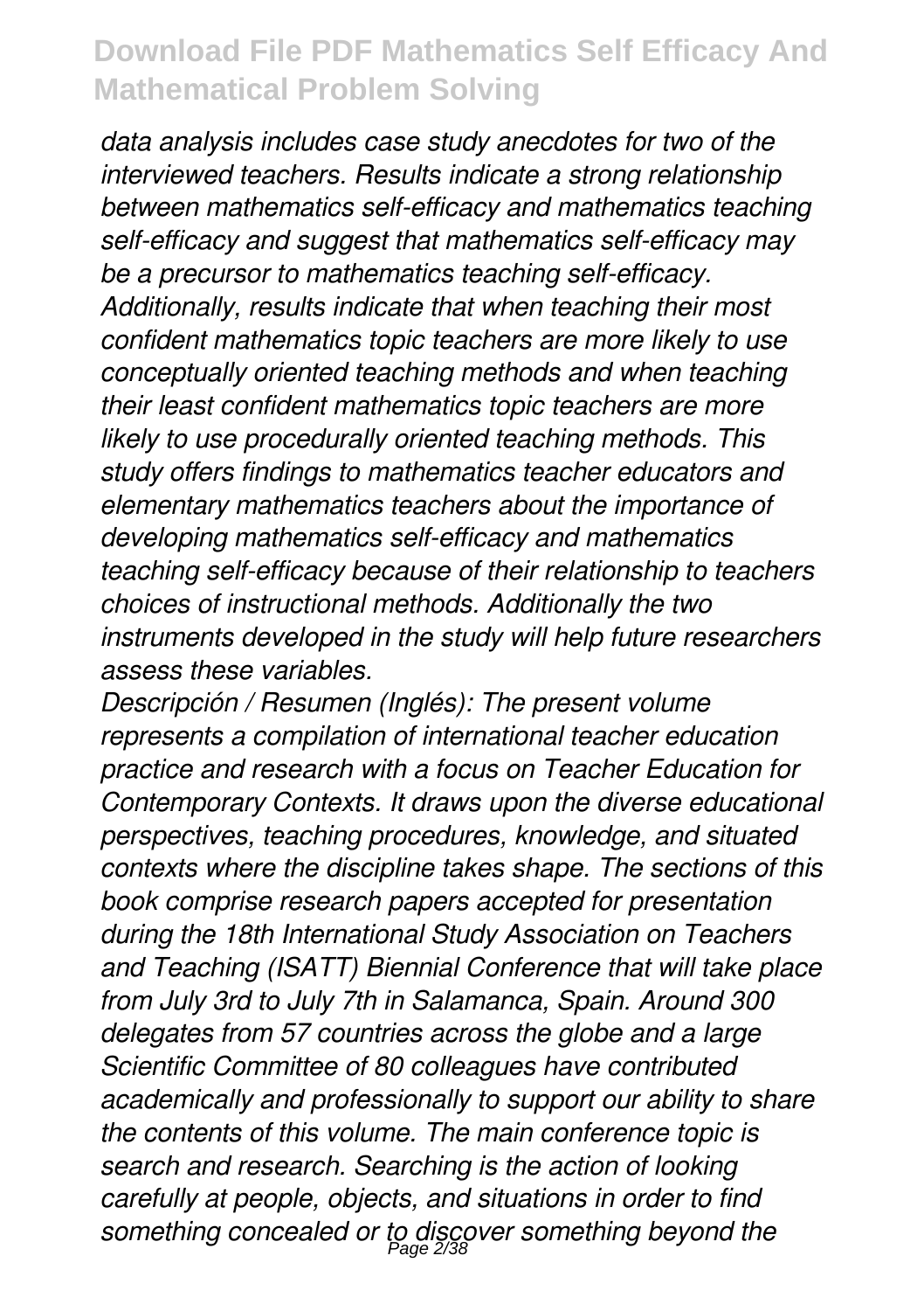*data analysis includes case study anecdotes for two of the interviewed teachers. Results indicate a strong relationship between mathematics self-efficacy and mathematics teaching self-efficacy and suggest that mathematics self-efficacy may be a precursor to mathematics teaching self-efficacy. Additionally, results indicate that when teaching their most confident mathematics topic teachers are more likely to use conceptually oriented teaching methods and when teaching their least confident mathematics topic teachers are more likely to use procedurally oriented teaching methods. This study offers findings to mathematics teacher educators and elementary mathematics teachers about the importance of developing mathematics self-efficacy and mathematics teaching self-efficacy because of their relationship to teachers choices of instructional methods. Additionally the two instruments developed in the study will help future researchers assess these variables.*

*Descripción / Resumen (Inglés): The present volume represents a compilation of international teacher education practice and research with a focus on Teacher Education for Contemporary Contexts. It draws upon the diverse educational perspectives, teaching procedures, knowledge, and situated contexts where the discipline takes shape. The sections of this book comprise research papers accepted for presentation during the 18th International Study Association on Teachers and Teaching (ISATT) Biennial Conference that will take place from July 3rd to July 7th in Salamanca, Spain. Around 300 delegates from 57 countries across the globe and a large Scientific Committee of 80 colleagues have contributed academically and professionally to support our ability to share the contents of this volume. The main conference topic is search and research. Searching is the action of looking carefully at people, objects, and situations in order to find something concealed or to discover something beyond the*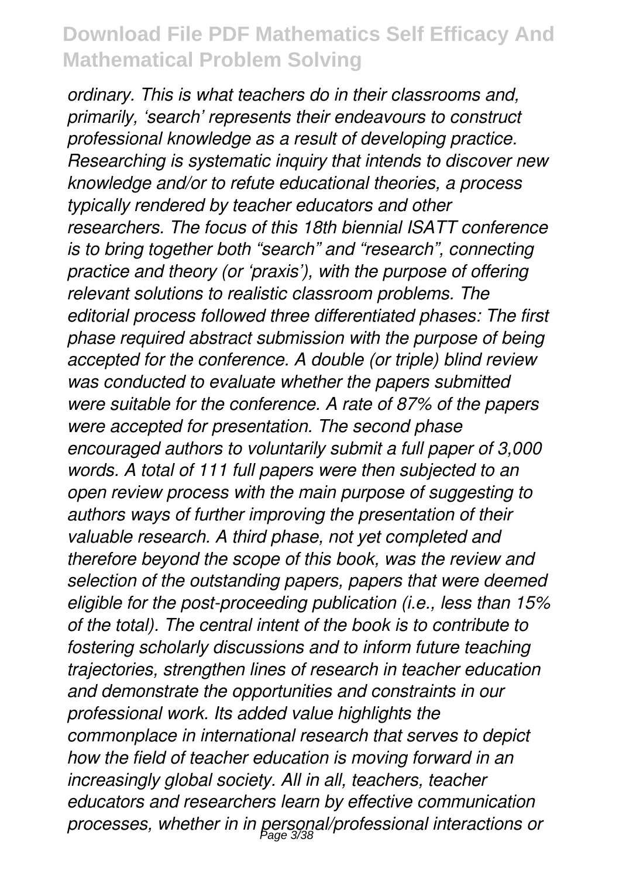*ordinary. This is what teachers do in their classrooms and, primarily, 'search' represents their endeavours to construct professional knowledge as a result of developing practice. Researching is systematic inquiry that intends to discover new knowledge and/or to refute educational theories, a process typically rendered by teacher educators and other researchers. The focus of this 18th biennial ISATT conference is to bring together both "search" and "research", connecting practice and theory (or 'praxis'), with the purpose of offering relevant solutions to realistic classroom problems. The editorial process followed three differentiated phases: The first phase required abstract submission with the purpose of being accepted for the conference. A double (or triple) blind review was conducted to evaluate whether the papers submitted were suitable for the conference. A rate of 87% of the papers were accepted for presentation. The second phase encouraged authors to voluntarily submit a full paper of 3,000 words. A total of 111 full papers were then subjected to an open review process with the main purpose of suggesting to authors ways of further improving the presentation of their valuable research. A third phase, not yet completed and therefore beyond the scope of this book, was the review and selection of the outstanding papers, papers that were deemed eligible for the post-proceeding publication (i.e., less than 15% of the total). The central intent of the book is to contribute to fostering scholarly discussions and to inform future teaching trajectories, strengthen lines of research in teacher education and demonstrate the opportunities and constraints in our professional work. Its added value highlights the commonplace in international research that serves to depict how the field of teacher education is moving forward in an increasingly global society. All in all, teachers, teacher educators and researchers learn by effective communication processes, whether in in personal/professional interactions or*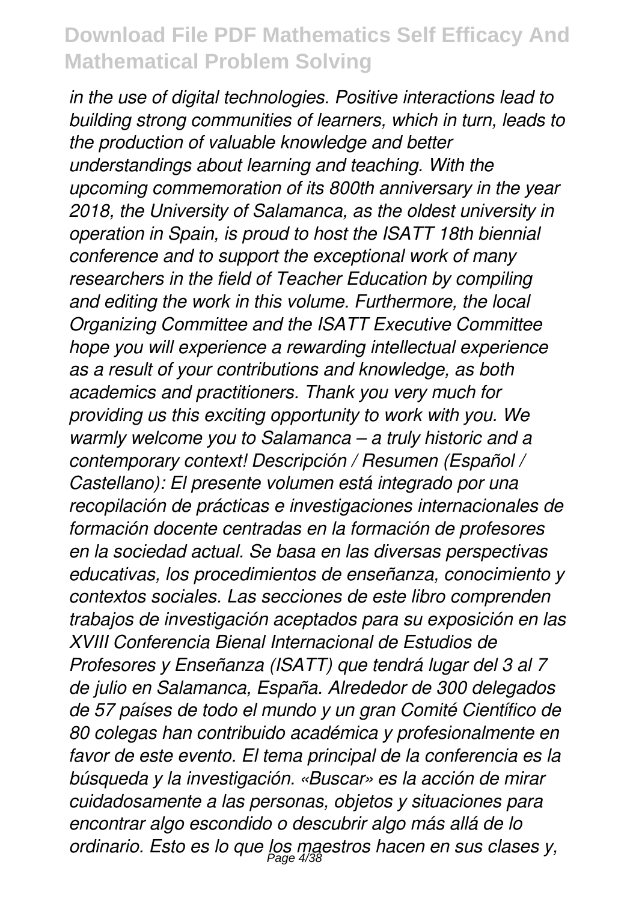*in the use of digital technologies. Positive interactions lead to building strong communities of learners, which in turn, leads to the production of valuable knowledge and better understandings about learning and teaching. With the upcoming commemoration of its 800th anniversary in the year 2018, the University of Salamanca, as the oldest university in operation in Spain, is proud to host the ISATT 18th biennial conference and to support the exceptional work of many researchers in the field of Teacher Education by compiling and editing the work in this volume. Furthermore, the local Organizing Committee and the ISATT Executive Committee hope you will experience a rewarding intellectual experience as a result of your contributions and knowledge, as both academics and practitioners. Thank you very much for providing us this exciting opportunity to work with you. We warmly welcome you to Salamanca – a truly historic and a contemporary context! Descripción / Resumen (Español / Castellano): El presente volumen está integrado por una recopilación de prácticas e investigaciones internacionales de formación docente centradas en la formación de profesores en la sociedad actual. Se basa en las diversas perspectivas educativas, los procedimientos de enseñanza, conocimiento y contextos sociales. Las secciones de este libro comprenden trabajos de investigación aceptados para su exposición en las XVIII Conferencia Bienal Internacional de Estudios de Profesores y Enseñanza (ISATT) que tendrá lugar del 3 al 7 de julio en Salamanca, España. Alrededor de 300 delegados de 57 países de todo el mundo y un gran Comité Científico de 80 colegas han contribuido académica y profesionalmente en favor de este evento. El tema principal de la conferencia es la búsqueda y la investigación. «Buscar» es la acción de mirar cuidadosamente a las personas, objetos y situaciones para encontrar algo escondido o descubrir algo más allá de lo ordinario. Esto es lo que los maestros hacen en sus clases y,*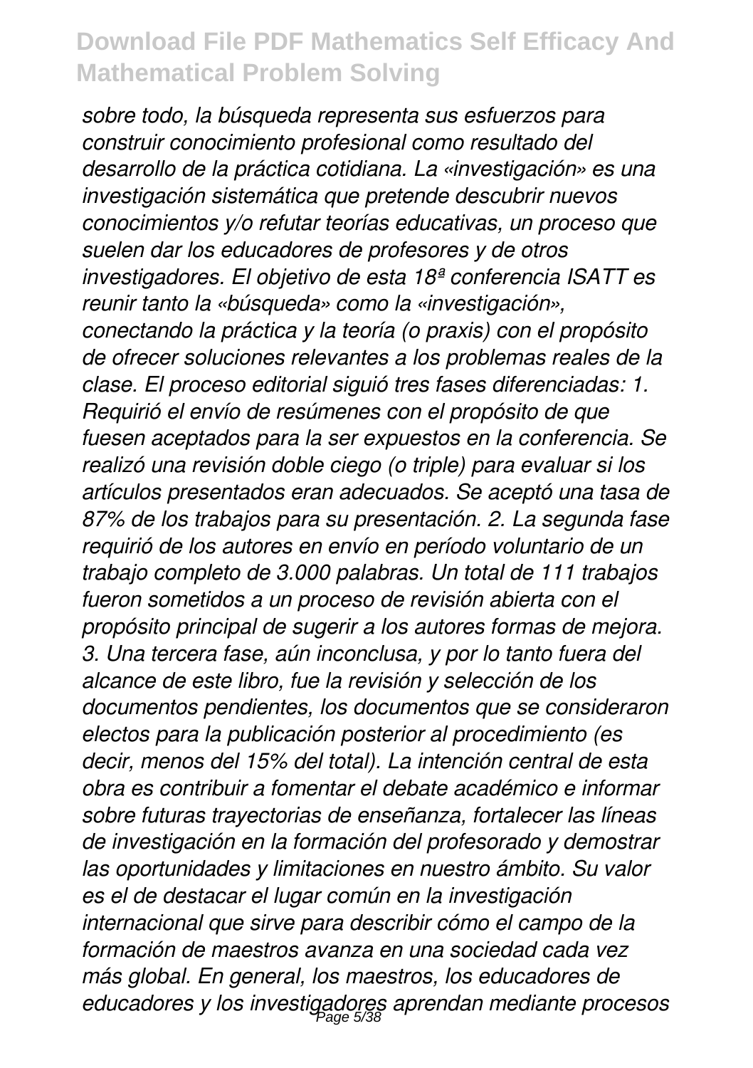*sobre todo, la búsqueda representa sus esfuerzos para construir conocimiento profesional como resultado del desarrollo de la práctica cotidiana. La «investigación» es una investigación sistemática que pretende descubrir nuevos conocimientos y/o refutar teorías educativas, un proceso que suelen dar los educadores de profesores y de otros investigadores. El objetivo de esta 18ª conferencia ISATT es reunir tanto la «búsqueda» como la «investigación», conectando la práctica y la teoría (o praxis) con el propósito de ofrecer soluciones relevantes a los problemas reales de la clase. El proceso editorial siguió tres fases diferenciadas: 1. Requirió el envío de resúmenes con el propósito de que fuesen aceptados para la ser expuestos en la conferencia. Se realizó una revisión doble ciego (o triple) para evaluar si los artículos presentados eran adecuados. Se aceptó una tasa de 87% de los trabajos para su presentación. 2. La segunda fase requirió de los autores en envío en período voluntario de un trabajo completo de 3.000 palabras. Un total de 111 trabajos fueron sometidos a un proceso de revisión abierta con el propósito principal de sugerir a los autores formas de mejora. 3. Una tercera fase, aún inconclusa, y por lo tanto fuera del alcance de este libro, fue la revisión y selección de los documentos pendientes, los documentos que se consideraron electos para la publicación posterior al procedimiento (es decir, menos del 15% del total). La intención central de esta obra es contribuir a fomentar el debate académico e informar sobre futuras trayectorias de enseñanza, fortalecer las líneas de investigación en la formación del profesorado y demostrar las oportunidades y limitaciones en nuestro ámbito. Su valor es el de destacar el lugar común en la investigación internacional que sirve para describir cómo el campo de la formación de maestros avanza en una sociedad cada vez más global. En general, los maestros, los educadores de educadores y los investigadores aprendan mediante procesos*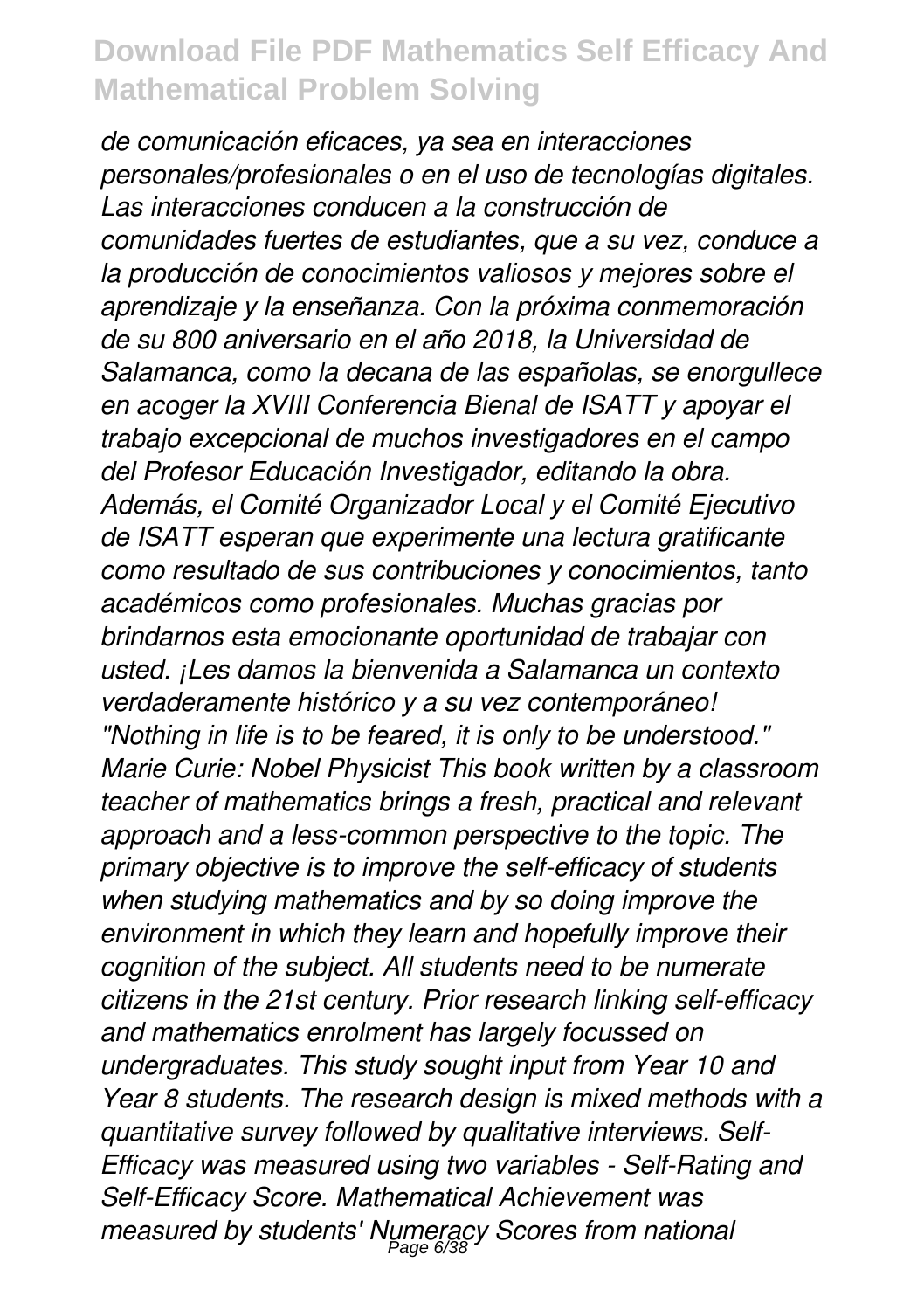*de comunicación eficaces, ya sea en interacciones personales/profesionales o en el uso de tecnologías digitales. Las interacciones conducen a la construcción de comunidades fuertes de estudiantes, que a su vez, conduce a la producción de conocimientos valiosos y mejores sobre el aprendizaje y la enseñanza. Con la próxima conmemoración de su 800 aniversario en el año 2018, la Universidad de Salamanca, como la decana de las españolas, se enorgullece en acoger la XVIII Conferencia Bienal de ISATT y apoyar el trabajo excepcional de muchos investigadores en el campo del Profesor Educación Investigador, editando la obra. Además, el Comité Organizador Local y el Comité Ejecutivo de ISATT esperan que experimente una lectura gratificante como resultado de sus contribuciones y conocimientos, tanto académicos como profesionales. Muchas gracias por brindarnos esta emocionante oportunidad de trabajar con usted. ¡Les damos la bienvenida a Salamanca un contexto verdaderamente histórico y a su vez contemporáneo!*
*"Nothing in life is to be feared, it is only to be understood." Marie Curie: Nobel Physicist This book written by a classroom teacher of mathematics brings a fresh, practical and relevant approach and a less-common perspective to the topic. The primary objective is to improve the self-efficacy of students when studying mathematics and by so doing improve the environment in which they learn and hopefully improve their cognition of the subject. All students need to be numerate citizens in the 21st century. Prior research linking self-efficacy and mathematics enrolment has largely focussed on undergraduates. This study sought input from Year 10 and Year 8 students. The research design is mixed methods with a quantitative survey followed by qualitative interviews. Self-Efficacy was measured using two variables - Self-Rating and Self-Efficacy Score. Mathematical Achievement was measured by students' Numeracy Scores from national*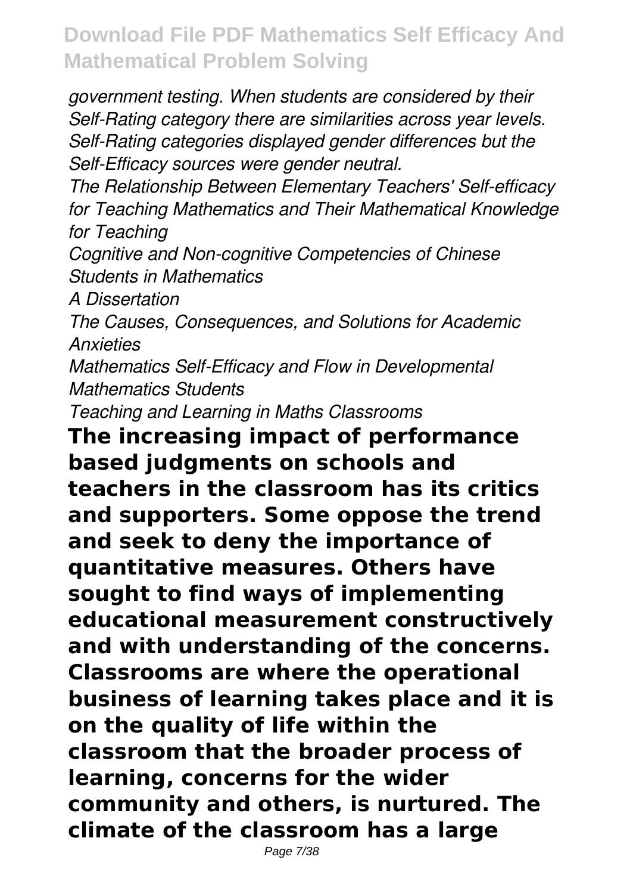*government testing. When students are considered by their Self-Rating category there are similarities across year levels. Self-Rating categories displayed gender differences but the Self-Efficacy sources were gender neutral.*

*The Relationship Between Elementary Teachers' Self-efficacy for Teaching Mathematics and Their Mathematical Knowledge for Teaching*

*Cognitive and Non-cognitive Competencies of Chinese Students in Mathematics*

*A Dissertation*

*The Causes, Consequences, and Solutions for Academic Anxieties*

*Mathematics Self-Efficacy and Flow in Developmental Mathematics Students*

*Teaching and Learning in Maths Classrooms*

**The increasing impact of performance based judgments on schools and teachers in the classroom has its critics and supporters. Some oppose the trend and seek to deny the importance of quantitative measures. Others have sought to find ways of implementing educational measurement constructively and with understanding of the concerns. Classrooms are where the operational business of learning takes place and it is on the quality of life within the classroom that the broader process of learning, concerns for the wider community and others, is nurtured. The climate of the classroom has a large**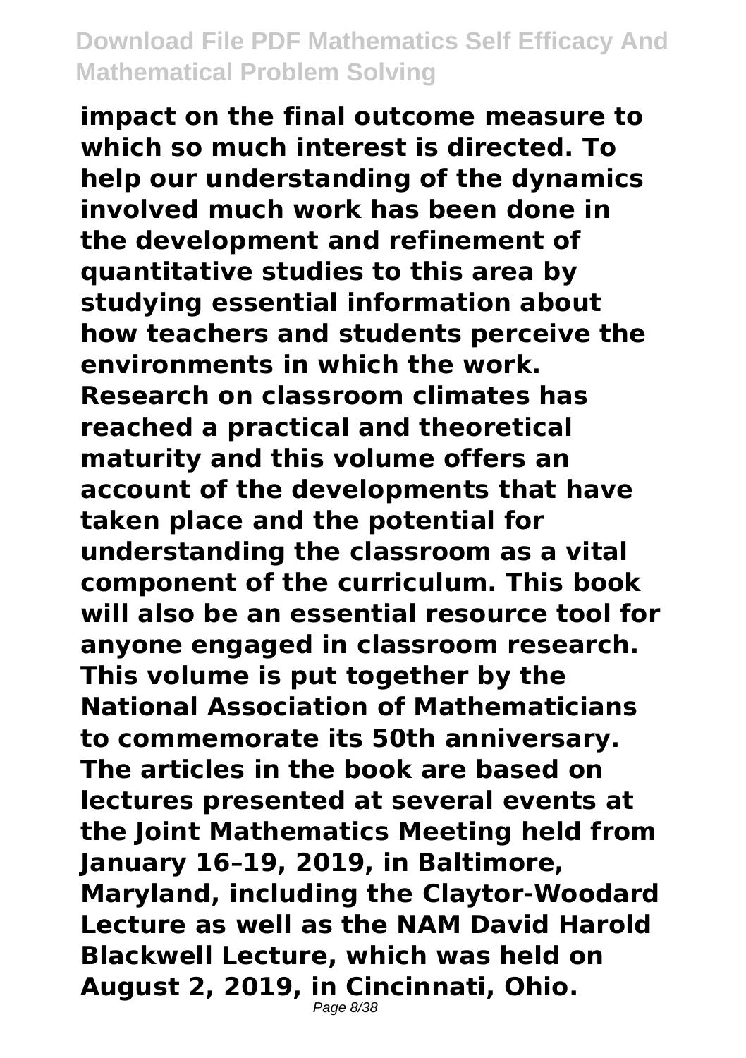**impact on the final outcome measure to which so much interest is directed. To help our understanding of the dynamics involved much work has been done in the development and refinement of quantitative studies to this area by studying essential information about how teachers and students perceive the environments in which the work. Research on classroom climates has reached a practical and theoretical maturity and this volume offers an account of the developments that have taken place and the potential for understanding the classroom as a vital component of the curriculum. This book will also be an essential resource tool for anyone engaged in classroom research. This volume is put together by the National Association of Mathematicians to commemorate its 50th anniversary. The articles in the book are based on lectures presented at several events at the Joint Mathematics Meeting held from January 16–19, 2019, in Baltimore, Maryland, including the Claytor-Woodard Lecture as well as the NAM David Harold Blackwell Lecture, which was held on August 2, 2019, in Cincinnati, Ohio.**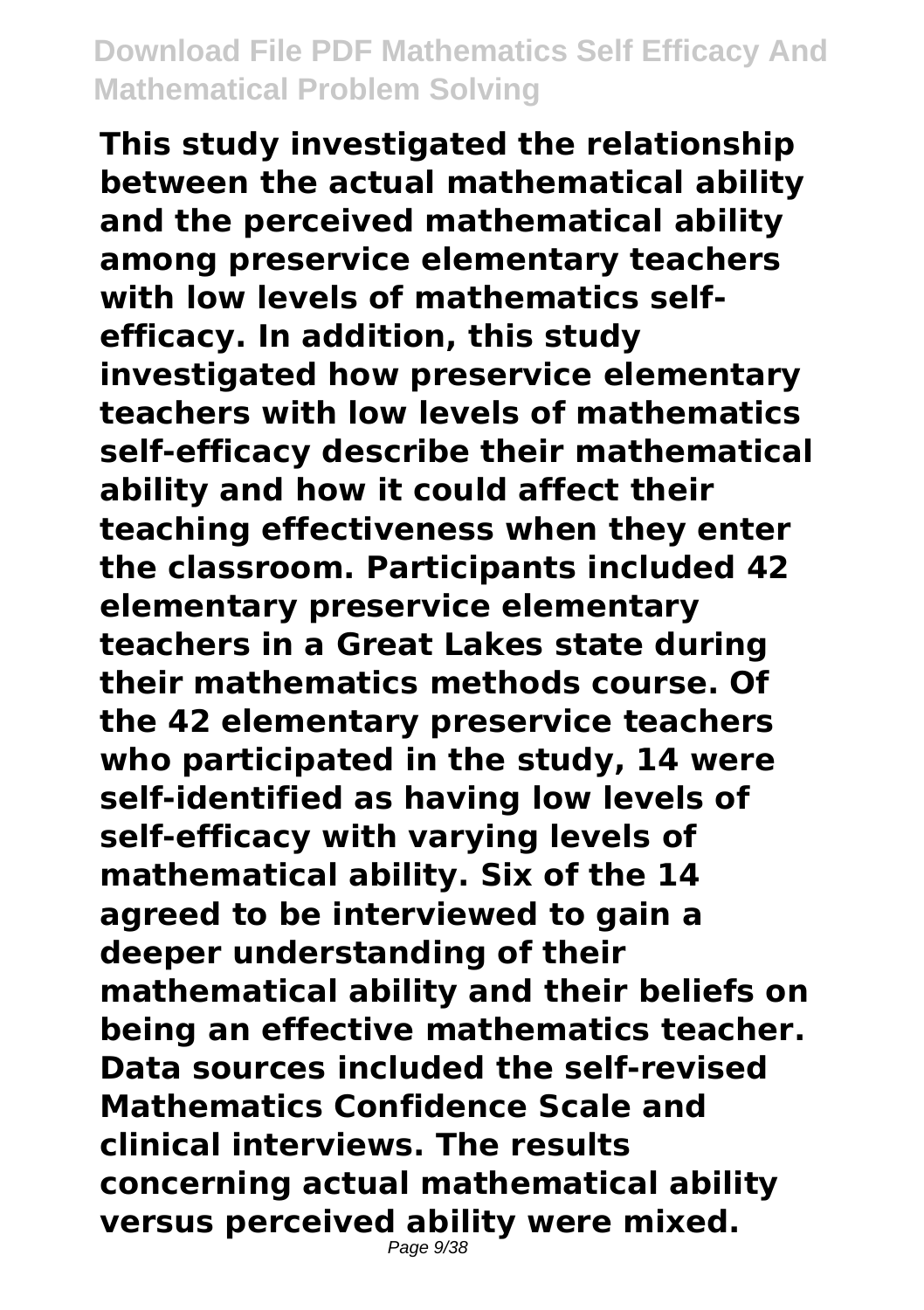**This study investigated the relationship between the actual mathematical ability and the perceived mathematical ability among preservice elementary teachers with low levels of mathematics self-efficacy. In addition, this study investigated how preservice elementary teachers with low levels of mathematics self-efficacy describe their mathematical ability and how it could affect their teaching effectiveness when they enter the classroom. Participants included 42 elementary preservice elementary teachers in a Great Lakes state during their mathematics methods course. Of the 42 elementary preservice teachers who participated in the study, 14 were self-identified as having low levels of self-efficacy with varying levels of mathematical ability. Six of the 14 agreed to be interviewed to gain a deeper understanding of their mathematical ability and their beliefs on being an effective mathematics teacher. Data sources included the self-revised Mathematics Confidence Scale and clinical interviews. The results concerning actual mathematical ability versus perceived ability were mixed.**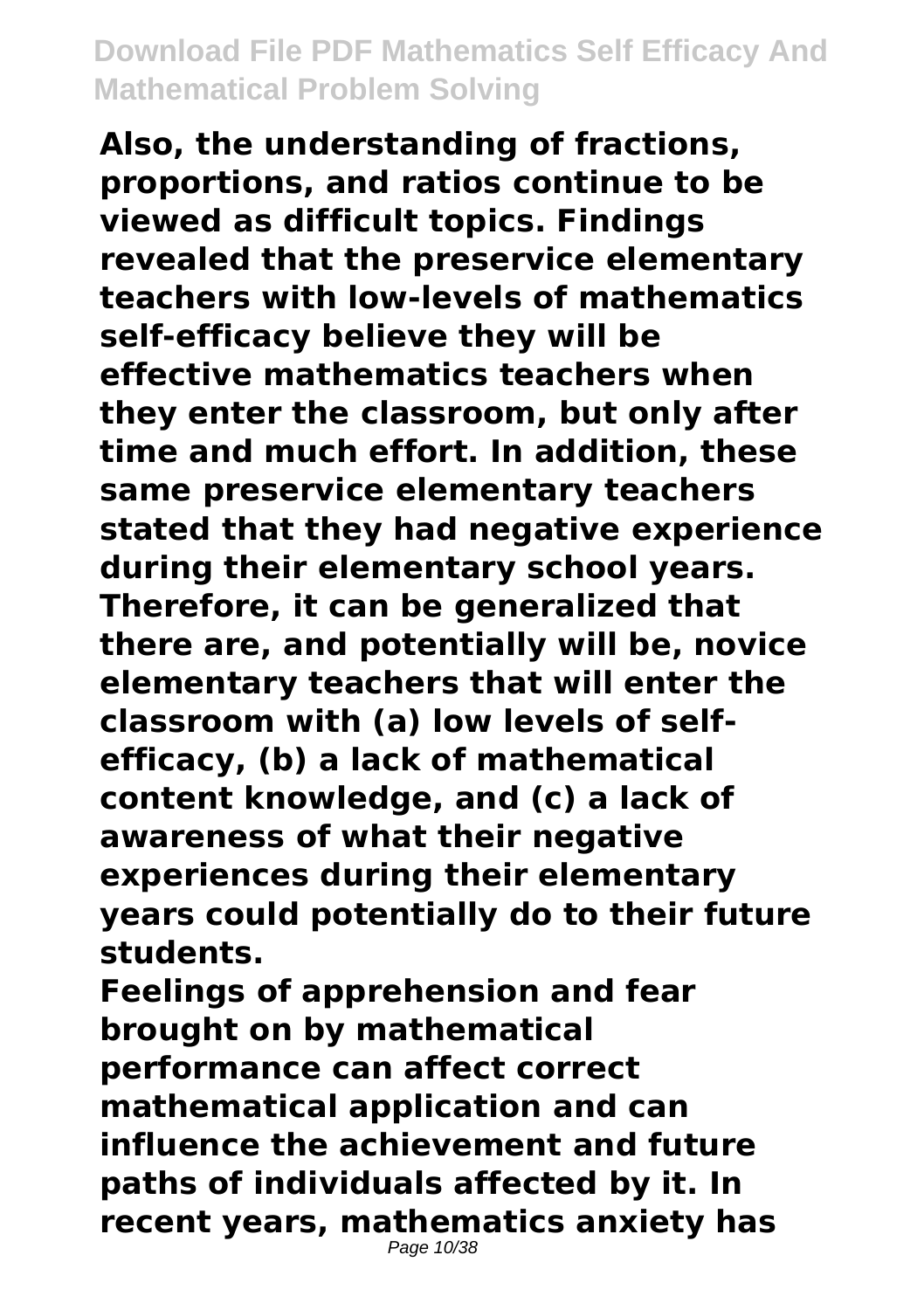**Also, the understanding of fractions, proportions, and ratios continue to be viewed as difficult topics. Findings revealed that the preservice elementary teachers with low-levels of mathematics self-efficacy believe they will be effective mathematics teachers when they enter the classroom, but only after time and much effort. In addition, these same preservice elementary teachers stated that they had negative experience during their elementary school years. Therefore, it can be generalized that there are, and potentially will be, novice elementary teachers that will enter the classroom with (a) low levels of self-efficacy, (b) a lack of mathematical content knowledge, and (c) a lack of awareness of what their negative experiences during their elementary years could potentially do to their future students.**

**Feelings of apprehension and fear brought on by mathematical performance can affect correct mathematical application and can influence the achievement and future paths of individuals affected by it. In recent years, mathematics anxiety has**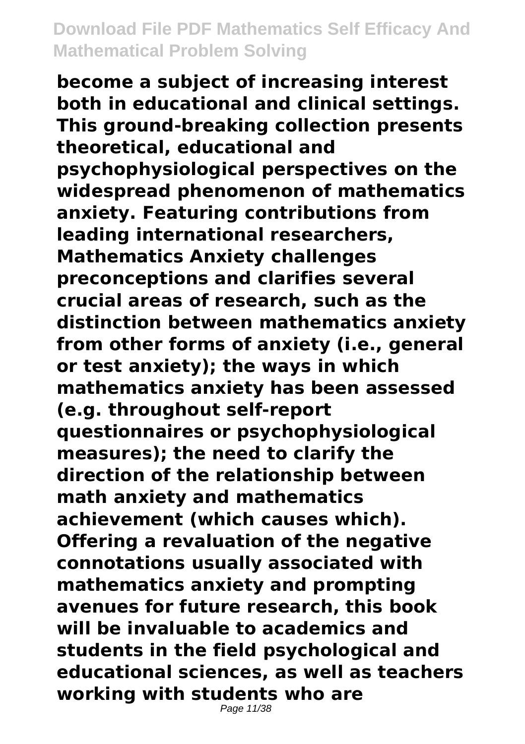**become a subject of increasing interest both in educational and clinical settings. This ground-breaking collection presents theoretical, educational and psychophysiological perspectives on the widespread phenomenon of mathematics anxiety. Featuring contributions from leading international researchers, Mathematics Anxiety challenges preconceptions and clarifies several crucial areas of research, such as the distinction between mathematics anxiety from other forms of anxiety (i.e., general or test anxiety); the ways in which mathematics anxiety has been assessed (e.g. throughout self-report questionnaires or psychophysiological measures); the need to clarify the direction of the relationship between math anxiety and mathematics achievement (which causes which). Offering a revaluation of the negative connotations usually associated with mathematics anxiety and prompting avenues for future research, this book will be invaluable to academics and students in the field psychological and educational sciences, as well as teachers working with students who are**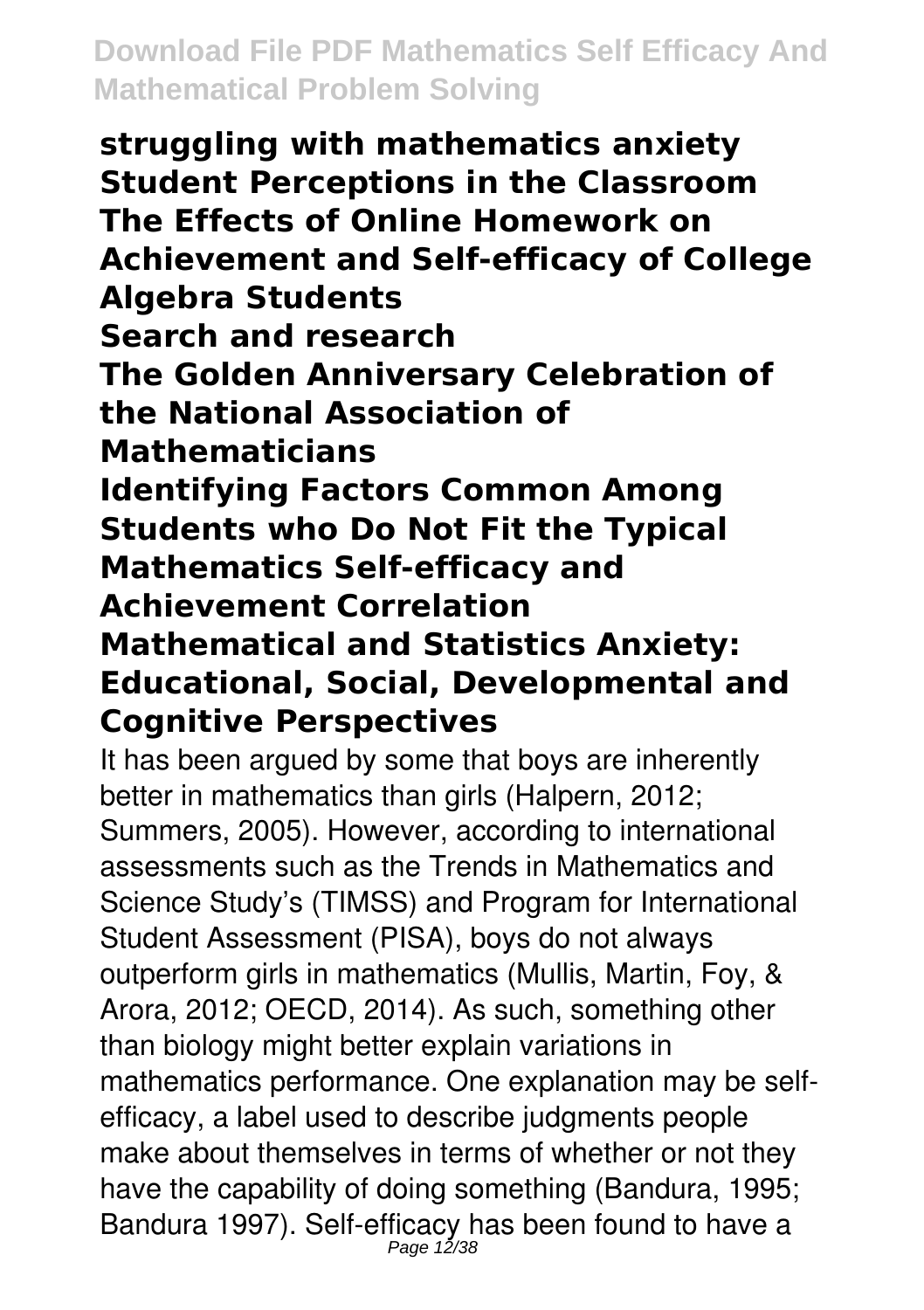**struggling with mathematics anxiety**
**Student Perceptions in the Classroom**
**The Effects of Online Homework on Achievement and Self-efficacy of College Algebra Students**
**Search and research**
**The Golden Anniversary Celebration of the National Association of Mathematicians**
**Identifying Factors Common Among Students who Do Not Fit the Typical Mathematics Self-efficacy and Achievement Correlation**
**Mathematical and Statistics Anxiety: Educational, Social, Developmental and Cognitive Perspectives**

It has been argued by some that boys are inherently better in mathematics than girls (Halpern, 2012; Summers, 2005). However, according to international assessments such as the Trends in Mathematics and Science Study's (TIMSS) and Program for International Student Assessment (PISA), boys do not always outperform girls in mathematics (Mullis, Martin, Foy, & Arora, 2012; OECD, 2014). As such, something other than biology might better explain variations in mathematics performance. One explanation may be self-efficacy, a label used to describe judgments people make about themselves in terms of whether or not they have the capability of doing something (Bandura, 1995; Bandura 1997). Self-efficacy has been found to have a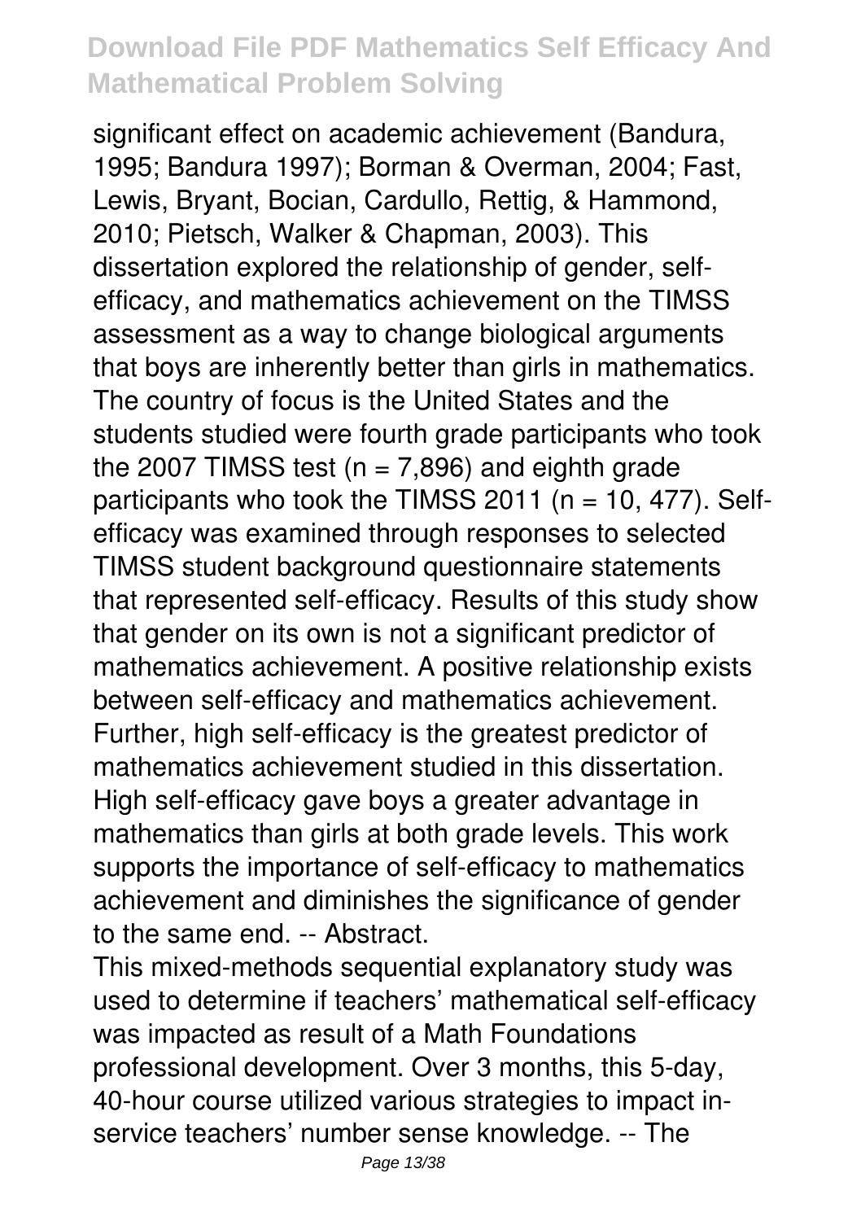significant effect on academic achievement (Bandura, 1995; Bandura 1997); Borman & Overman, 2004; Fast, Lewis, Bryant, Bocian, Cardullo, Rettig, & Hammond, 2010; Pietsch, Walker & Chapman, 2003). This dissertation explored the relationship of gender, self-efficacy, and mathematics achievement on the TIMSS assessment as a way to change biological arguments that boys are inherently better than girls in mathematics. The country of focus is the United States and the students studied were fourth grade participants who took the 2007 TIMSS test ($n = 7,896$) and eighth grade participants who took the TIMSS 2011 ($n = 10, 477$). Self-efficacy was examined through responses to selected TIMSS student background questionnaire statements that represented self-efficacy. Results of this study show that gender on its own is not a significant predictor of mathematics achievement. A positive relationship exists between self-efficacy and mathematics achievement. Further, high self-efficacy is the greatest predictor of mathematics achievement studied in this dissertation. High self-efficacy gave boys a greater advantage in mathematics than girls at both grade levels. This work supports the importance of self-efficacy to mathematics achievement and diminishes the significance of gender to the same end. -- Abstract.

This mixed-methods sequential explanatory study was used to determine if teachers' mathematical self-efficacy was impacted as result of a Math Foundations professional development. Over 3 months, this 5-day, 40-hour course utilized various strategies to impact in-service teachers' number sense knowledge. -- The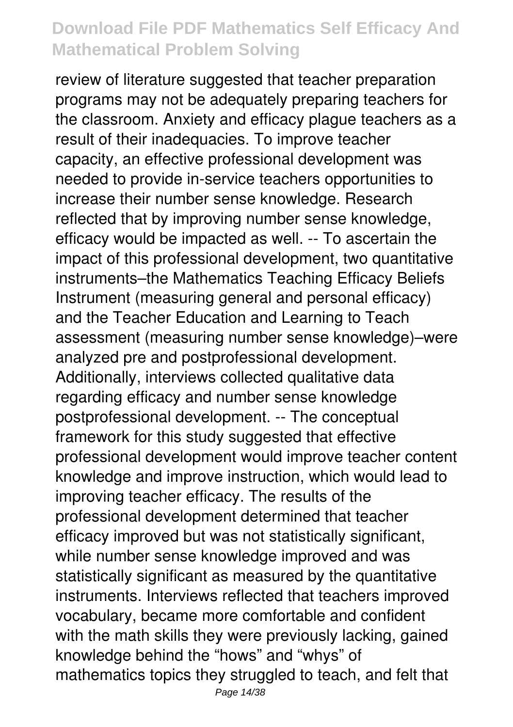review of literature suggested that teacher preparation programs may not be adequately preparing teachers for the classroom. Anxiety and efficacy plague teachers as a result of their inadequacies. To improve teacher capacity, an effective professional development was needed to provide in-service teachers opportunities to increase their number sense knowledge. Research reflected that by improving number sense knowledge, efficacy would be impacted as well. -- To ascertain the impact of this professional development, two quantitative instruments–the Mathematics Teaching Efficacy Beliefs Instrument (measuring general and personal efficacy) and the Teacher Education and Learning to Teach assessment (measuring number sense knowledge)–were analyzed pre and postprofessional development. Additionally, interviews collected qualitative data regarding efficacy and number sense knowledge postprofessional development. -- The conceptual framework for this study suggested that effective professional development would improve teacher content knowledge and improve instruction, which would lead to improving teacher efficacy. The results of the professional development determined that teacher efficacy improved but was not statistically significant, while number sense knowledge improved and was statistically significant as measured by the quantitative instruments. Interviews reflected that teachers improved vocabulary, became more comfortable and confident with the math skills they were previously lacking, gained knowledge behind the "hows" and "whys" of mathematics topics they struggled to teach, and felt that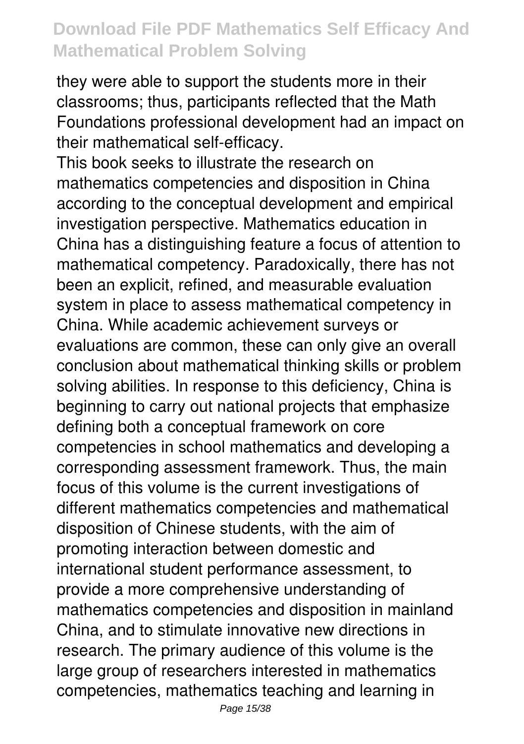they were able to support the students more in their classrooms; thus, participants reflected that the Math Foundations professional development had an impact on their mathematical self-efficacy.

This book seeks to illustrate the research on mathematics competencies and disposition in China according to the conceptual development and empirical investigation perspective. Mathematics education in China has a distinguishing feature a focus of attention to mathematical competency. Paradoxically, there has not been an explicit, refined, and measurable evaluation system in place to assess mathematical competency in China. While academic achievement surveys or evaluations are common, these can only give an overall conclusion about mathematical thinking skills or problem solving abilities. In response to this deficiency, China is beginning to carry out national projects that emphasize defining both a conceptual framework on core competencies in school mathematics and developing a corresponding assessment framework. Thus, the main focus of this volume is the current investigations of different mathematics competencies and mathematical disposition of Chinese students, with the aim of promoting interaction between domestic and international student performance assessment, to provide a more comprehensive understanding of mathematics competencies and disposition in mainland China, and to stimulate innovative new directions in research. The primary audience of this volume is the large group of researchers interested in mathematics competencies, mathematics teaching and learning in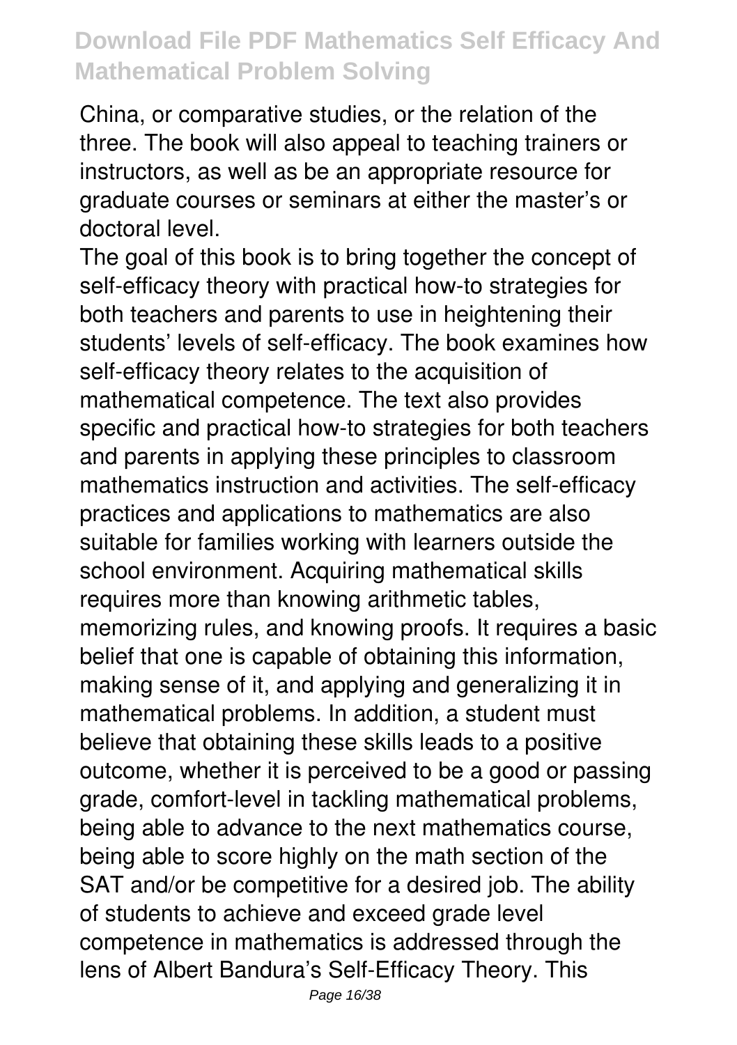China, or comparative studies, or the relation of the three. The book will also appeal to teaching trainers or instructors, as well as be an appropriate resource for graduate courses or seminars at either the master's or doctoral level.

The goal of this book is to bring together the concept of self-efficacy theory with practical how-to strategies for both teachers and parents to use in heightening their students' levels of self-efficacy. The book examines how self-efficacy theory relates to the acquisition of mathematical competence. The text also provides specific and practical how-to strategies for both teachers and parents in applying these principles to classroom mathematics instruction and activities. The self-efficacy practices and applications to mathematics are also suitable for families working with learners outside the school environment. Acquiring mathematical skills requires more than knowing arithmetic tables, memorizing rules, and knowing proofs. It requires a basic belief that one is capable of obtaining this information, making sense of it, and applying and generalizing it in mathematical problems. In addition, a student must believe that obtaining these skills leads to a positive outcome, whether it is perceived to be a good or passing grade, comfort-level in tackling mathematical problems, being able to advance to the next mathematics course, being able to score highly on the math section of the SAT and/or be competitive for a desired job. The ability of students to achieve and exceed grade level competence in mathematics is addressed through the lens of Albert Bandura's Self-Efficacy Theory. This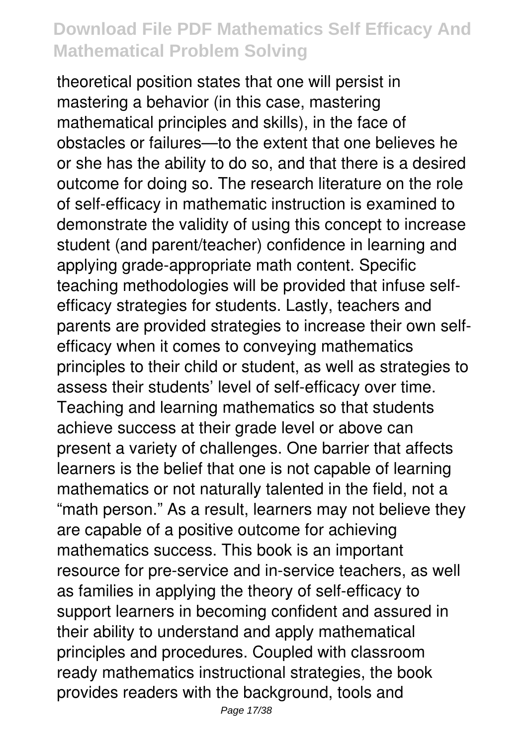theoretical position states that one will persist in mastering a behavior (in this case, mastering mathematical principles and skills), in the face of obstacles or failures—to the extent that one believes he or she has the ability to do so, and that there is a desired outcome for doing so. The research literature on the role of self-efficacy in mathematic instruction is examined to demonstrate the validity of using this concept to increase student (and parent/teacher) confidence in learning and applying grade-appropriate math content. Specific teaching methodologies will be provided that infuse self-efficacy strategies for students. Lastly, teachers and parents are provided strategies to increase their own self-efficacy when it comes to conveying mathematics principles to their child or student, as well as strategies to assess their students' level of self-efficacy over time. Teaching and learning mathematics so that students achieve success at their grade level or above can present a variety of challenges. One barrier that affects learners is the belief that one is not capable of learning mathematics or not naturally talented in the field, not a "math person." As a result, learners may not believe they are capable of a positive outcome for achieving mathematics success. This book is an important resource for pre-service and in-service teachers, as well as families in applying the theory of self-efficacy to support learners in becoming confident and assured in their ability to understand and apply mathematical principles and procedures. Coupled with classroom ready mathematics instructional strategies, the book provides readers with the background, tools and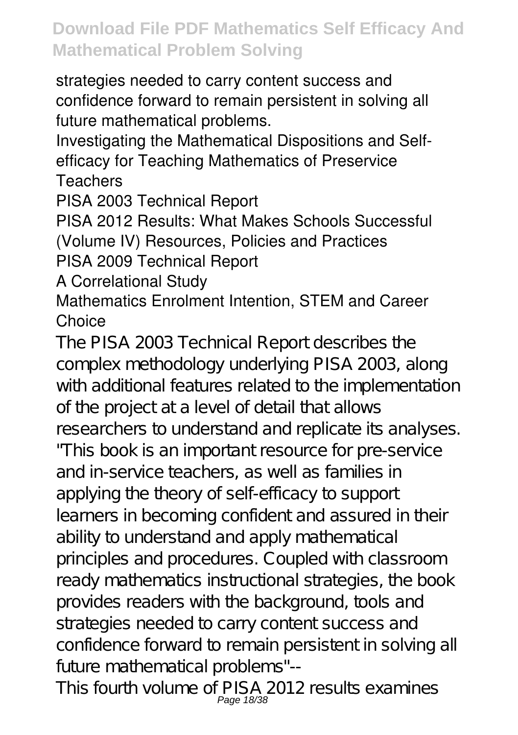strategies needed to carry content success and confidence forward to remain persistent in solving all future mathematical problems.

Investigating the Mathematical Dispositions and Self-efficacy for Teaching Mathematics of Preservice Teachers

PISA 2003 Technical Report

PISA 2012 Results: What Makes Schools Successful (Volume IV) Resources, Policies and Practices

PISA 2009 Technical Report

A Correlational Study

Mathematics Enrolment Intention, STEM and Career Choice

The PISA 2003 Technical Report describes the complex methodology underlying PISA 2003, along with additional features related to the implementation of the project at a level of detail that allows researchers to understand and replicate its analyses. "This book is an important resource for pre-service and in-service teachers, as well as families in applying the theory of self-efficacy to support learners in becoming confident and assured in their ability to understand and apply mathematical principles and procedures. Coupled with classroom ready mathematics instructional strategies, the book provides readers with the background, tools and strategies needed to carry content success and confidence forward to remain persistent in solving all future mathematical problems"--

This fourth volume of PISA 2012 results examines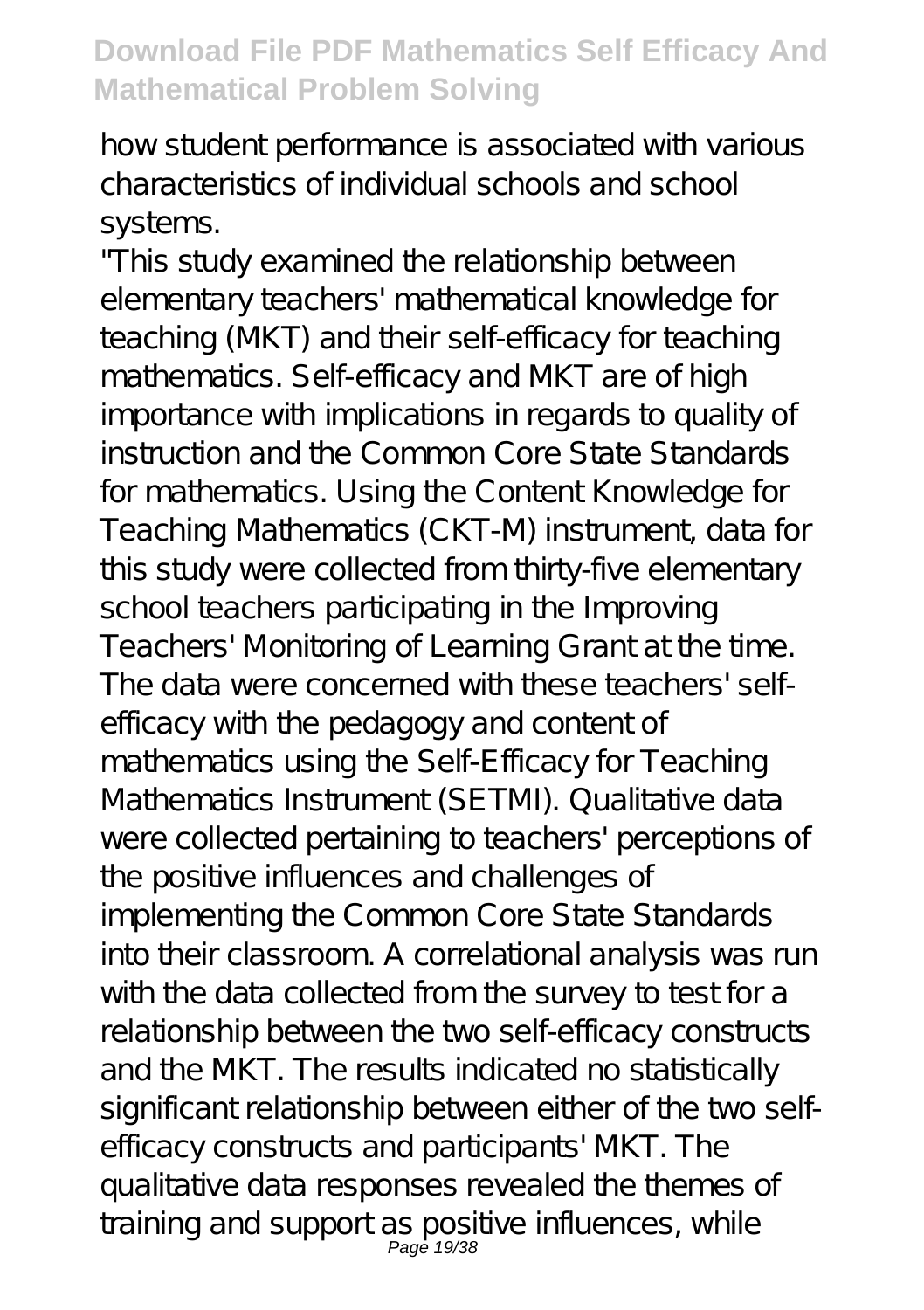how student performance is associated with various characteristics of individual schools and school systems.

"This study examined the relationship between elementary teachers' mathematical knowledge for teaching (MKT) and their self-efficacy for teaching mathematics. Self-efficacy and MKT are of high importance with implications in regards to quality of instruction and the Common Core State Standards for mathematics. Using the Content Knowledge for Teaching Mathematics (CKT-M) instrument, data for this study were collected from thirty-five elementary school teachers participating in the Improving Teachers' Monitoring of Learning Grant at the time. The data were concerned with these teachers' self-efficacy with the pedagogy and content of mathematics using the Self-Efficacy for Teaching Mathematics Instrument (SETMI). Qualitative data were collected pertaining to teachers' perceptions of the positive influences and challenges of implementing the Common Core State Standards into their classroom. A correlational analysis was run with the data collected from the survey to test for a relationship between the two self-efficacy constructs and the MKT. The results indicated no statistically significant relationship between either of the two self-efficacy constructs and participants' MKT. The qualitative data responses revealed the themes of training and support as positive influences, while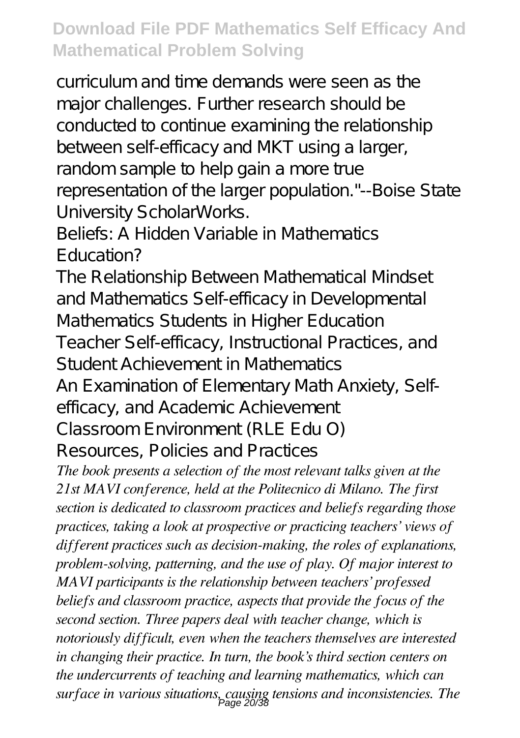curriculum and time demands were seen as the major challenges. Further research should be conducted to continue examining the relationship between self-efficacy and MKT using a larger, random sample to help gain a more true representation of the larger population."--Boise State University ScholarWorks.

Beliefs: A Hidden Variable in Mathematics Education?

The Relationship Between Mathematical Mindset and Mathematics Self-efficacy in Developmental Mathematics Students in Higher Education

Teacher Self-efficacy, Instructional Practices, and Student Achievement in Mathematics

An Examination of Elementary Math Anxiety, Self-efficacy, and Academic Achievement

Classroom Environment (RLE Edu O)

Resources, Policies and Practices

*The book presents a selection of the most relevant talks given at the 21st MAVI conference, held at the Politecnico di Milano. The first section is dedicated to classroom practices and beliefs regarding those practices, taking a look at prospective or practicing teachers' views of different practices such as decision-making, the roles of explanations, problem-solving, patterning, and the use of play. Of major interest to MAVI participants is the relationship between teachers' professed beliefs and classroom practice, aspects that provide the focus of the second section. Three papers deal with teacher change, which is notoriously difficult, even when the teachers themselves are interested in changing their practice. In turn, the book's third section centers on the undercurrents of teaching and learning mathematics, which can surface in various situations, causing tensions and inconsistencies. The*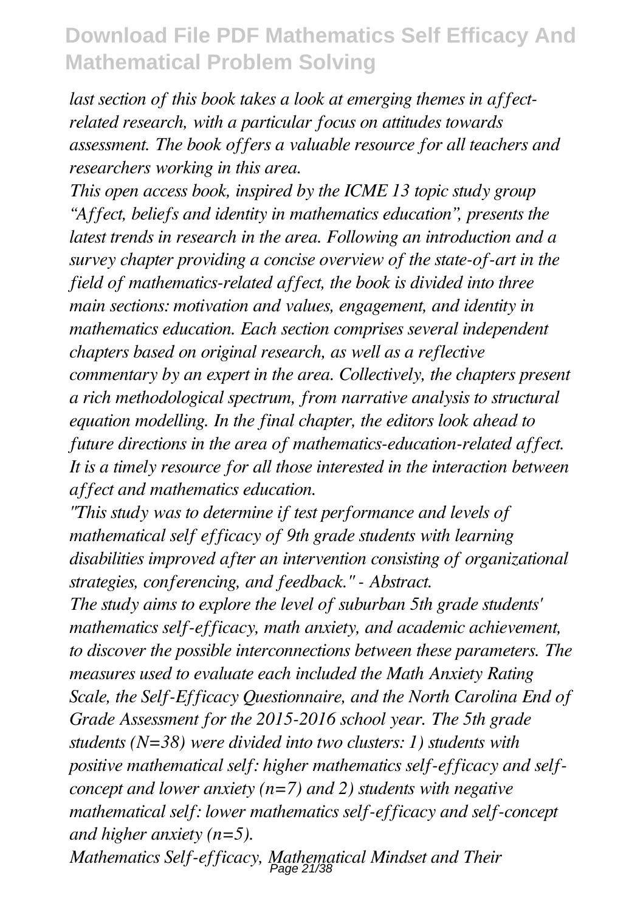*last section of this book takes a look at emerging themes in affect-related research, with a particular focus on attitudes towards assessment. The book offers a valuable resource for all teachers and researchers working in this area.*

*This open access book, inspired by the ICME 13 topic study group "Affect, beliefs and identity in mathematics education", presents the latest trends in research in the area. Following an introduction and a survey chapter providing a concise overview of the state-of-art in the field of mathematics-related affect, the book is divided into three main sections: motivation and values, engagement, and identity in mathematics education. Each section comprises several independent chapters based on original research, as well as a reflective commentary by an expert in the area. Collectively, the chapters present a rich methodological spectrum, from narrative analysis to structural equation modelling. In the final chapter, the editors look ahead to future directions in the area of mathematics-education-related affect. It is a timely resource for all those interested in the interaction between affect and mathematics education.*

*"This study was to determine if test performance and levels of mathematical self efficacy of 9th grade students with learning disabilities improved after an intervention consisting of organizational strategies, conferencing, and feedback." - Abstract.*

*The study aims to explore the level of suburban 5th grade students' mathematics self-efficacy, math anxiety, and academic achievement, to discover the possible interconnections between these parameters. The measures used to evaluate each included the Math Anxiety Rating Scale, the Self-Efficacy Questionnaire, and the North Carolina End of Grade Assessment for the 2015-2016 school year. The 5th grade students (N=38) were divided into two clusters: 1) students with positive mathematical self: higher mathematics self-efficacy and self-concept and lower anxiety (n=7) and 2) students with negative mathematical self: lower mathematics self-efficacy and self-concept and higher anxiety (n=5).*

*Mathematics Self-efficacy, Mathematical Mindset and Their*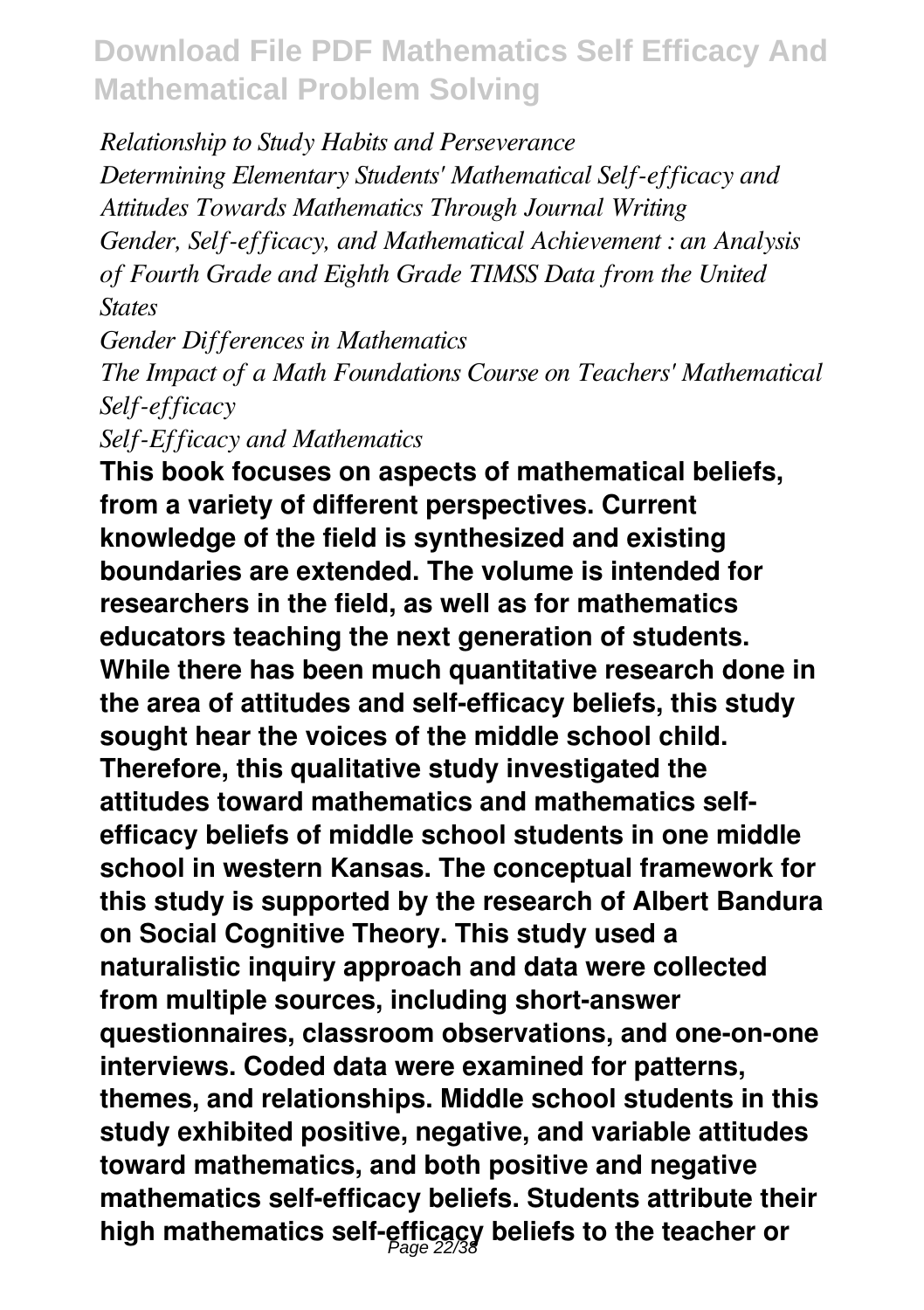*Relationship to Study Habits and Perseverance*
*Determining Elementary Students' Mathematical Self-efficacy and Attitudes Towards Mathematics Through Journal Writing*
*Gender, Self-efficacy, and Mathematical Achievement : an Analysis of Fourth Grade and Eighth Grade TIMSS Data from the United States*
*Gender Differences in Mathematics*
*The Impact of a Math Foundations Course on Teachers' Mathematical Self-efficacy*
*Self-Efficacy and Mathematics*

**This book focuses on aspects of mathematical beliefs, from a variety of different perspectives. Current knowledge of the field is synthesized and existing boundaries are extended. The volume is intended for researchers in the field, as well as for mathematics educators teaching the next generation of students. While there has been much quantitative research done in the area of attitudes and self-efficacy beliefs, this study sought hear the voices of the middle school child. Therefore, this qualitative study investigated the attitudes toward mathematics and mathematics self-efficacy beliefs of middle school students in one middle school in western Kansas. The conceptual framework for this study is supported by the research of Albert Bandura on Social Cognitive Theory. This study used a naturalistic inquiry approach and data were collected from multiple sources, including short-answer questionnaires, classroom observations, and one-on-one interviews. Coded data were examined for patterns, themes, and relationships. Middle school students in this study exhibited positive, negative, and variable attitudes toward mathematics, and both positive and negative mathematics self-efficacy beliefs. Students attribute their high mathematics self-efficacy beliefs to the teacher or**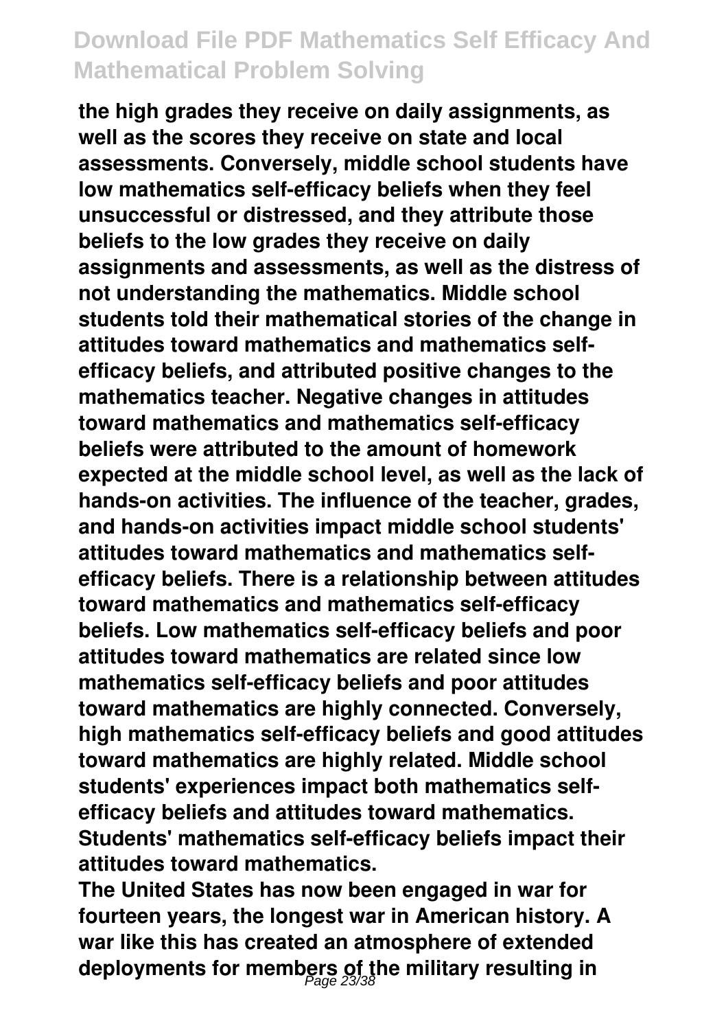the high grades they receive on daily assignments, as well as the scores they receive on state and local assessments. Conversely, middle school students have low mathematics self-efficacy beliefs when they feel unsuccessful or distressed, and they attribute those beliefs to the low grades they receive on daily assignments and assessments, as well as the distress of not understanding the mathematics. Middle school students told their mathematical stories of the change in attitudes toward mathematics and mathematics self-efficacy beliefs, and attributed positive changes to the mathematics teacher. Negative changes in attitudes toward mathematics and mathematics self-efficacy beliefs were attributed to the amount of homework expected at the middle school level, as well as the lack of hands-on activities. The influence of the teacher, grades, and hands-on activities impact middle school students' attitudes toward mathematics and mathematics self-efficacy beliefs. There is a relationship between attitudes toward mathematics and mathematics self-efficacy beliefs. Low mathematics self-efficacy beliefs and poor attitudes toward mathematics are related since low mathematics self-efficacy beliefs and poor attitudes toward mathematics are highly connected. Conversely, high mathematics self-efficacy beliefs and good attitudes toward mathematics are highly related. Middle school students' experiences impact both mathematics self-efficacy beliefs and attitudes toward mathematics. Students' mathematics self-efficacy beliefs impact their attitudes toward mathematics.

The United States has now been engaged in war for fourteen years, the longest war in American history. A war like this has created an atmosphere of extended deployments for members of the military resulting in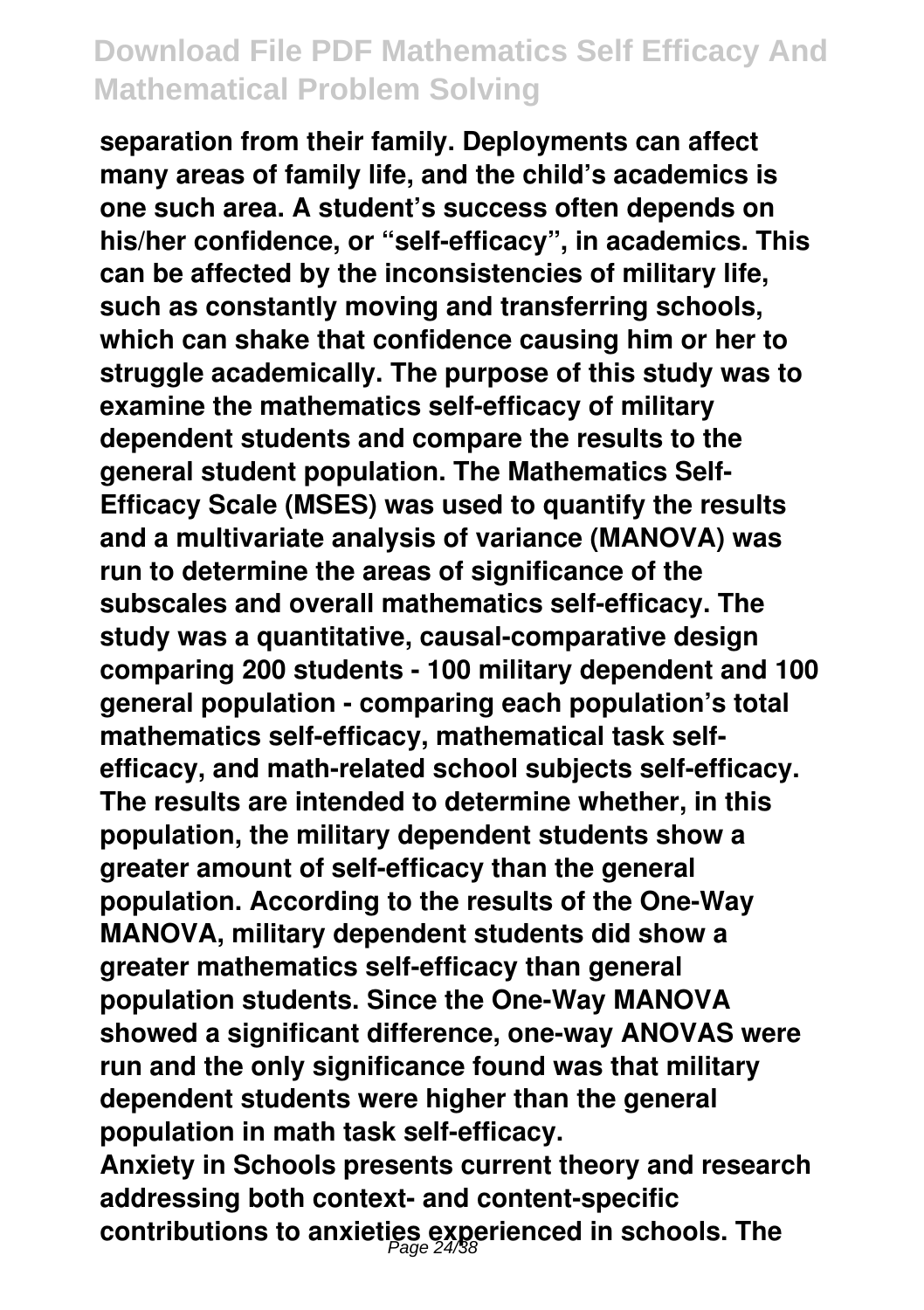separation from their family. Deployments can affect many areas of family life, and the child's academics is one such area. A student's success often depends on his/her confidence, or "self-efficacy", in academics. This can be affected by the inconsistencies of military life, such as constantly moving and transferring schools, which can shake that confidence causing him or her to struggle academically. The purpose of this study was to examine the mathematics self-efficacy of military dependent students and compare the results to the general student population. The Mathematics Self-Efficacy Scale (MSES) was used to quantify the results and a multivariate analysis of variance (MANOVA) was run to determine the areas of significance of the subscales and overall mathematics self-efficacy. The study was a quantitative, causal-comparative design comparing 200 students - 100 military dependent and 100 general population - comparing each population's total mathematics self-efficacy, mathematical task self-efficacy, and math-related school subjects self-efficacy. The results are intended to determine whether, in this population, the military dependent students show a greater amount of self-efficacy than the general population. According to the results of the One-Way MANOVA, military dependent students did show a greater mathematics self-efficacy than general population students. Since the One-Way MANOVA showed a significant difference, one-way ANOVAS were run and the only significance found was that military dependent students were higher than the general population in math task self-efficacy.

Anxiety in Schools presents current theory and research addressing both context- and content-specific contributions to anxieties experienced in schools. The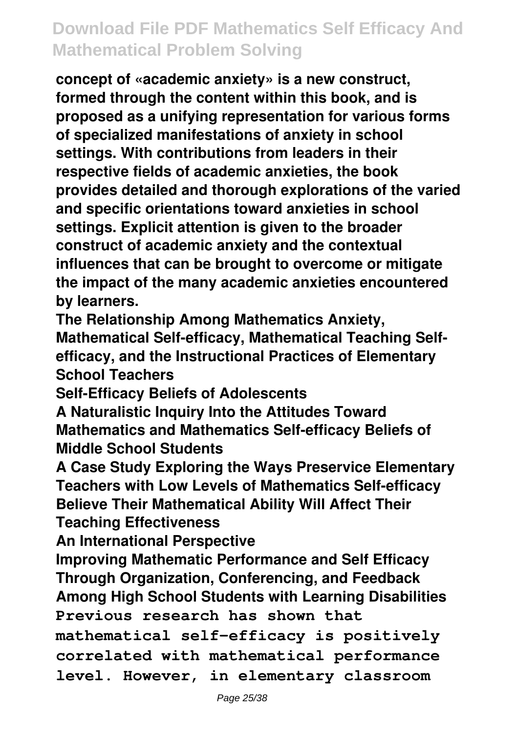concept of «academic anxiety» is a new construct, formed through the content within this book, and is proposed as a unifying representation for various forms of specialized manifestations of anxiety in school settings. With contributions from leaders in their respective fields of academic anxieties, the book provides detailed and thorough explorations of the varied and specific orientations toward anxieties in school settings. Explicit attention is given to the broader construct of academic anxiety and the contextual influences that can be brought to overcome or mitigate the impact of the many academic anxieties encountered by learners.

**The Relationship Among Mathematics Anxiety, Mathematical Self-efficacy, Mathematical Teaching Self-efficacy, and the Instructional Practices of Elementary School Teachers**

**Self-Efficacy Beliefs of Adolescents**

**A Naturalistic Inquiry Into the Attitudes Toward Mathematics and Mathematics Self-efficacy Beliefs of Middle School Students**

**A Case Study Exploring the Ways Preservice Elementary Teachers with Low Levels of Mathematics Self-efficacy Believe Their Mathematical Ability Will Affect Their Teaching Effectiveness**

**An International Perspective**

**Improving Mathematic Performance and Self Efficacy Through Organization, Conferencing, and Feedback Among High School Students with Learning Disabilities**

Previous research has shown that mathematical self-efficacy is positively correlated with mathematical performance level. However, in elementary classroom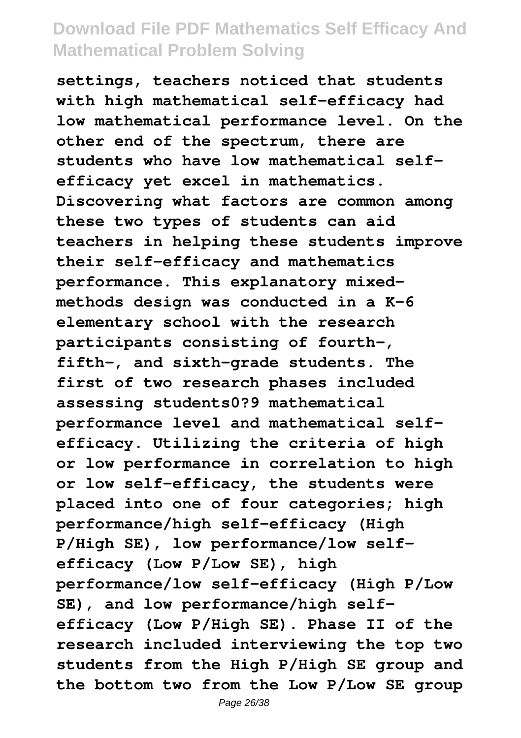settings, teachers noticed that students with high mathematical self-efficacy had low mathematical performance level. On the other end of the spectrum, there are students who have low mathematical self-efficacy yet excel in mathematics. Discovering what factors are common among these two types of students can aid teachers in helping these students improve their self-efficacy and mathematics performance. This explanatory mixed-methods design was conducted in a K-6 elementary school with the research participants consisting of fourth-, fifth-, and sixth-grade students. The first of two research phases included assessing students0?9 mathematical performance level and mathematical self-efficacy. Utilizing the criteria of high or low performance in correlation to high or low self-efficacy, the students were placed into one of four categories; high performance/high self-efficacy (High P/High SE), low performance/low self-efficacy (Low P/Low SE), high performance/low self-efficacy (High P/Low SE), and low performance/high self-efficacy (Low P/High SE). Phase II of the research included interviewing the top two students from the High P/High SE group and the bottom two from the Low P/Low SE group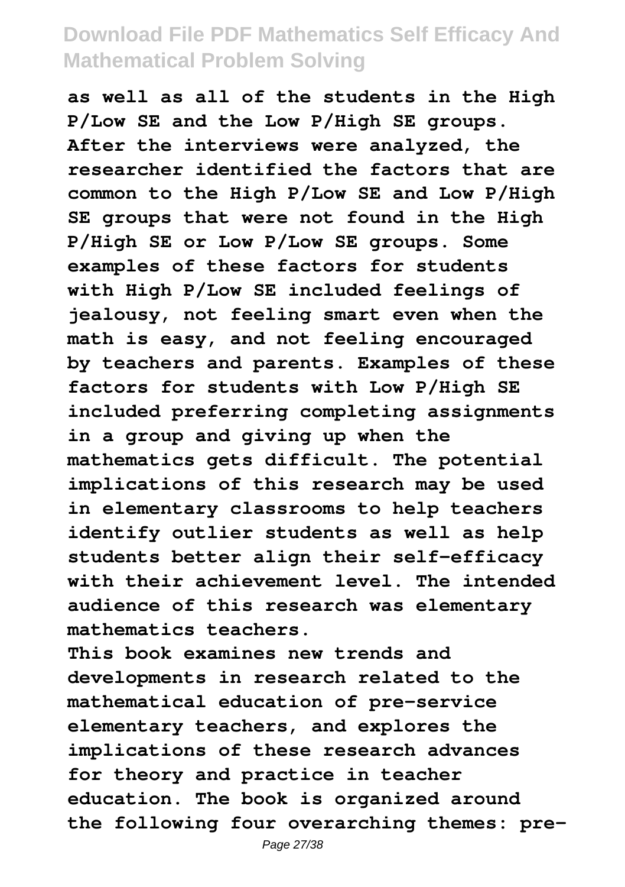as well as all of the students in the High P/Low SE and the Low P/High SE groups. After the interviews were analyzed, the researcher identified the factors that are common to the High P/Low SE and Low P/High SE groups that were not found in the High P/High SE or Low P/Low SE groups. Some examples of these factors for students with High P/Low SE included feelings of jealousy, not feeling smart even when the math is easy, and not feeling encouraged by teachers and parents. Examples of these factors for students with Low P/High SE included preferring completing assignments in a group and giving up when the mathematics gets difficult. The potential implications of this research may be used in elementary classrooms to help teachers identify outlier students as well as help students better align their self-efficacy with their achievement level. The intended audience of this research was elementary mathematics teachers.

This book examines new trends and developments in research related to the mathematical education of pre-service elementary teachers, and explores the implications of these research advances for theory and practice in teacher education. The book is organized around the following four overarching themes: pre-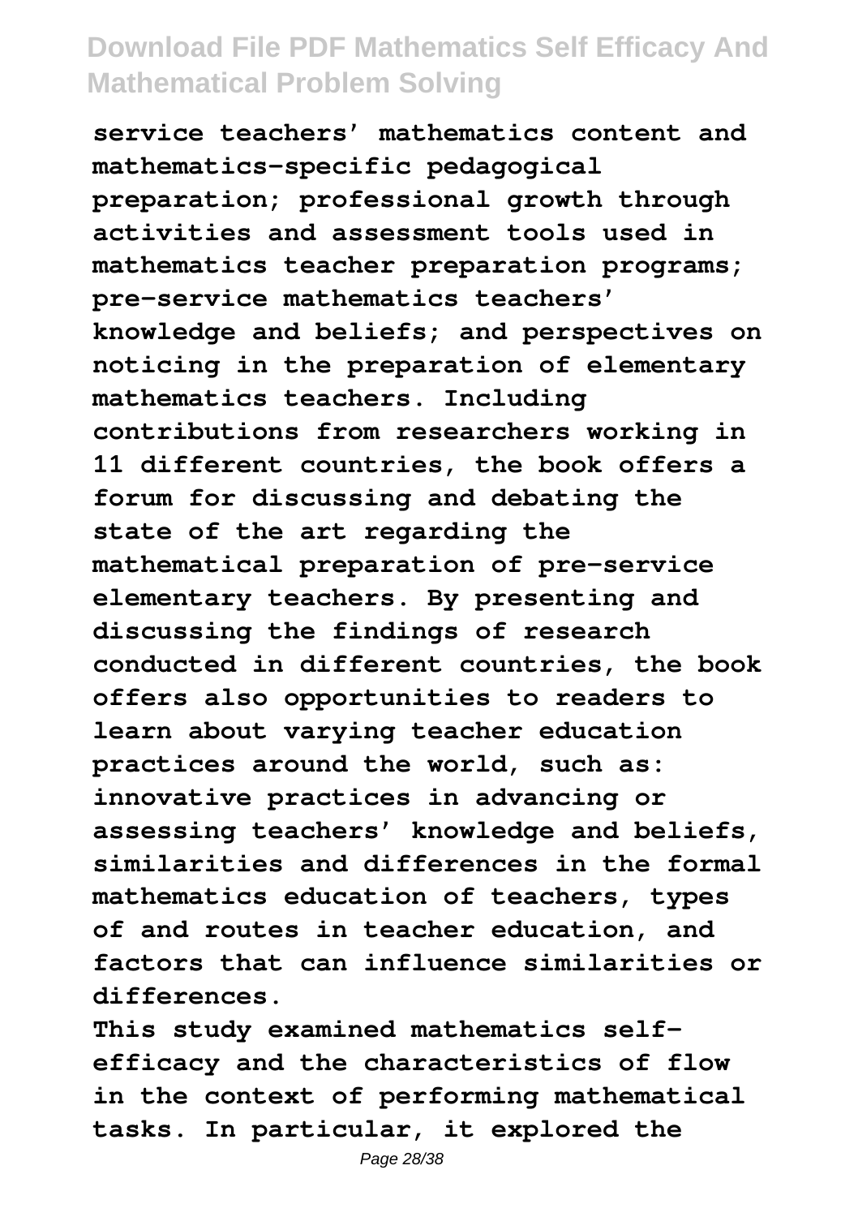**service teachers' mathematics content and mathematics-specific pedagogical preparation; professional growth through activities and assessment tools used in mathematics teacher preparation programs; pre-service mathematics teachers' knowledge and beliefs; and perspectives on noticing in the preparation of elementary mathematics teachers. Including contributions from researchers working in 11 different countries, the book offers a forum for discussing and debating the state of the art regarding the mathematical preparation of pre-service elementary teachers. By presenting and discussing the findings of research conducted in different countries, the book offers also opportunities to readers to learn about varying teacher education practices around the world, such as: innovative practices in advancing or assessing teachers' knowledge and beliefs, similarities and differences in the formal mathematics education of teachers, types of and routes in teacher education, and factors that can influence similarities or differences.**

**This study examined mathematics self-efficacy and the characteristics of flow in the context of performing mathematical tasks. In particular, it explored the**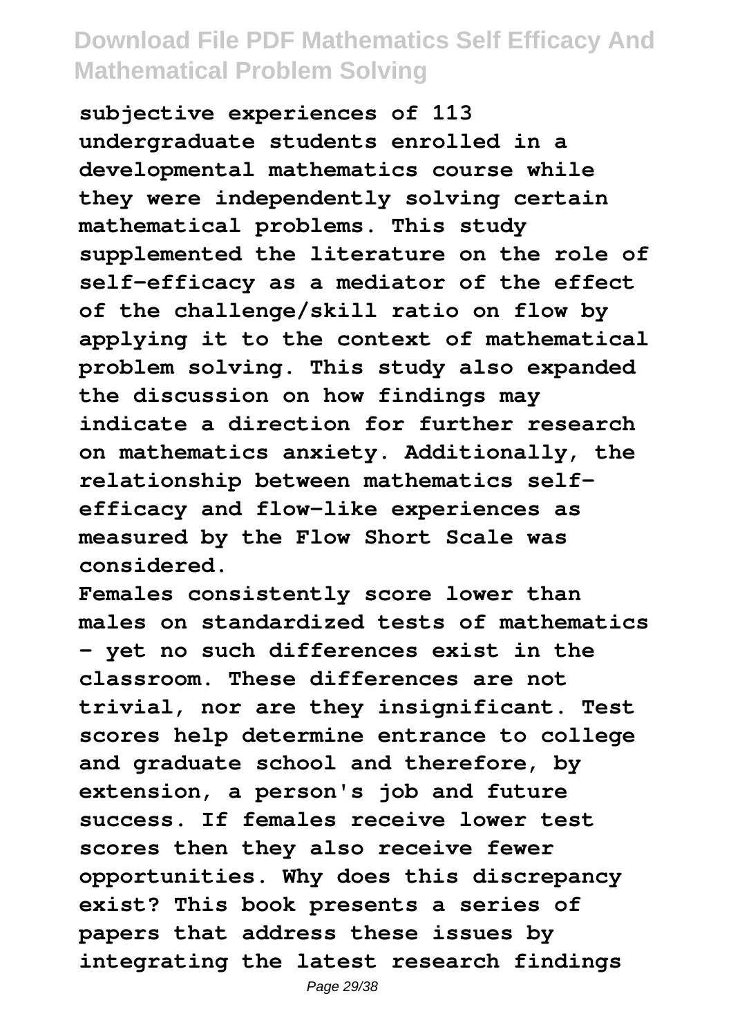subjective experiences of 113 undergraduate students enrolled in a developmental mathematics course while they were independently solving certain mathematical problems. This study supplemented the literature on the role of self-efficacy as a mediator of the effect of the challenge/skill ratio on flow by applying it to the context of mathematical problem solving. This study also expanded the discussion on how findings may indicate a direction for further research on mathematics anxiety. Additionally, the relationship between mathematics self-efficacy and flow-like experiences as measured by the Flow Short Scale was considered.

Females consistently score lower than males on standardized tests of mathematics - yet no such differences exist in the classroom. These differences are not trivial, nor are they insignificant. Test scores help determine entrance to college and graduate school and therefore, by extension, a person's job and future success. If females receive lower test scores then they also receive fewer opportunities. Why does this discrepancy exist? This book presents a series of papers that address these issues by integrating the latest research findings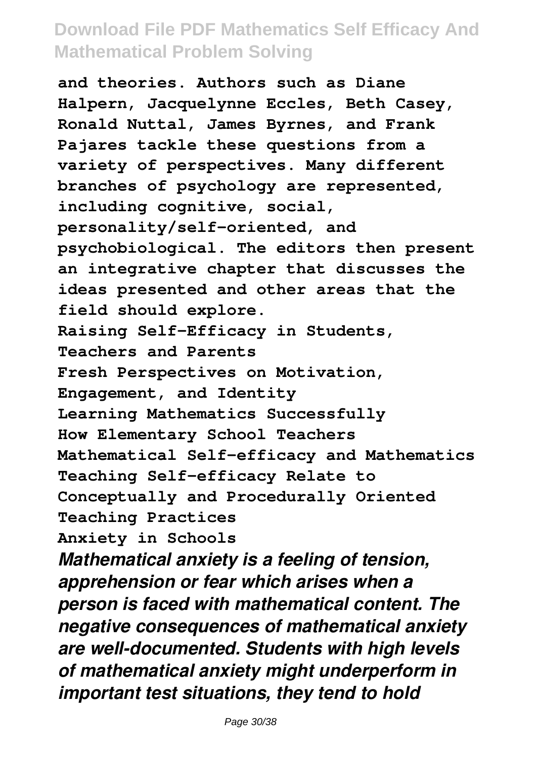**and theories. Authors such as Diane Halpern, Jacquelynne Eccles, Beth Casey, Ronald Nuttal, James Byrnes, and Frank Pajares tackle these questions from a variety of perspectives. Many different branches of psychology are represented, including cognitive, social, personality/self-oriented, and psychobiological. The editors then present an integrative chapter that discusses the ideas presented and other areas that the field should explore.**

**Raising Self-Efficacy in Students, Teachers and Parents**

**Fresh Perspectives on Motivation, Engagement, and Identity**

**Learning Mathematics Successfully**

**How Elementary School Teachers Mathematical Self-efficacy and Mathematics Teaching Self-efficacy Relate to Conceptually and Procedurally Oriented Teaching Practices**

**Anxiety in Schools**

***Mathematical anxiety is a feeling of tension, apprehension or fear which arises when a person is faced with mathematical content. The negative consequences of mathematical anxiety are well-documented. Students with high levels of mathematical anxiety might underperform in important test situations, they tend to hold***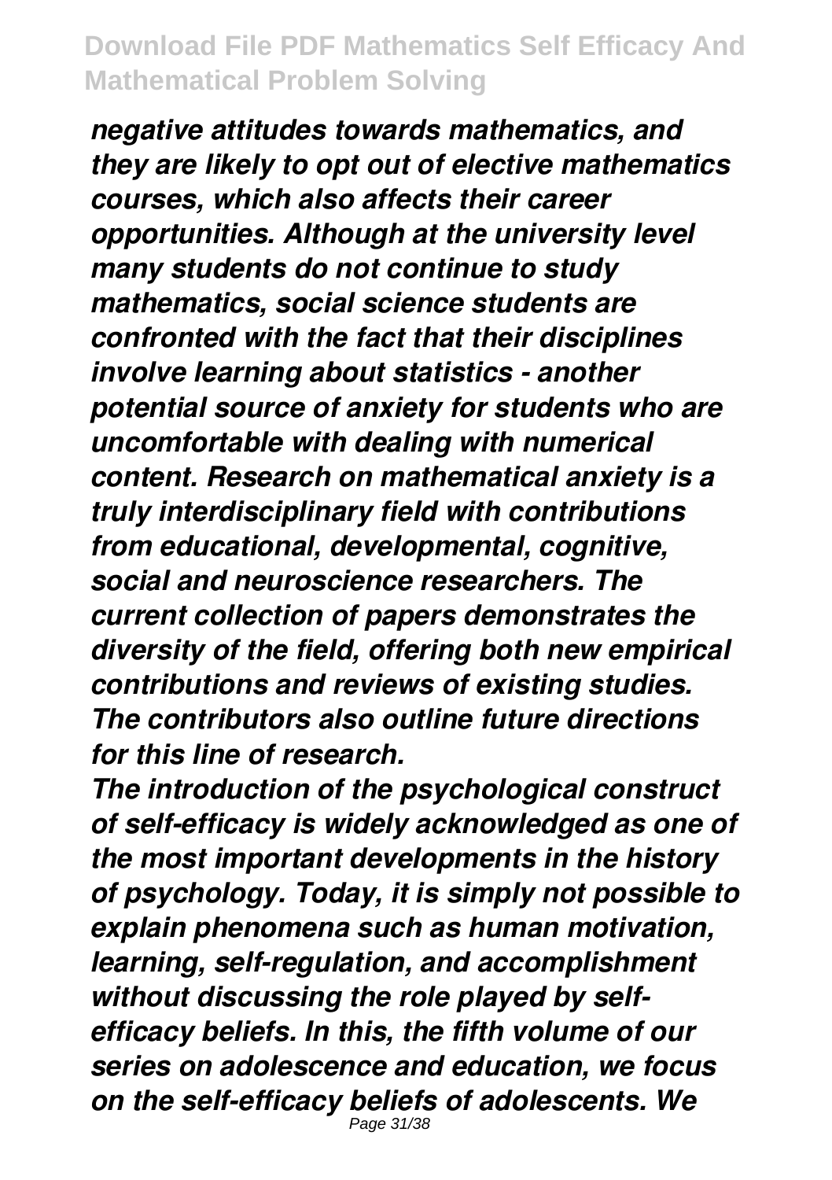*negative attitudes towards mathematics, and they are likely to opt out of elective mathematics courses, which also affects their career opportunities. Although at the university level many students do not continue to study mathematics, social science students are confronted with the fact that their disciplines involve learning about statistics - another potential source of anxiety for students who are uncomfortable with dealing with numerical content. Research on mathematical anxiety is a truly interdisciplinary field with contributions from educational, developmental, cognitive, social and neuroscience researchers. The current collection of papers demonstrates the diversity of the field, offering both new empirical contributions and reviews of existing studies. The contributors also outline future directions for this line of research.*

*The introduction of the psychological construct of self-efficacy is widely acknowledged as one of the most important developments in the history of psychology. Today, it is simply not possible to explain phenomena such as human motivation, learning, self-regulation, and accomplishment without discussing the role played by self-efficacy beliefs. In this, the fifth volume of our series on adolescence and education, we focus on the self-efficacy beliefs of adolescents. We*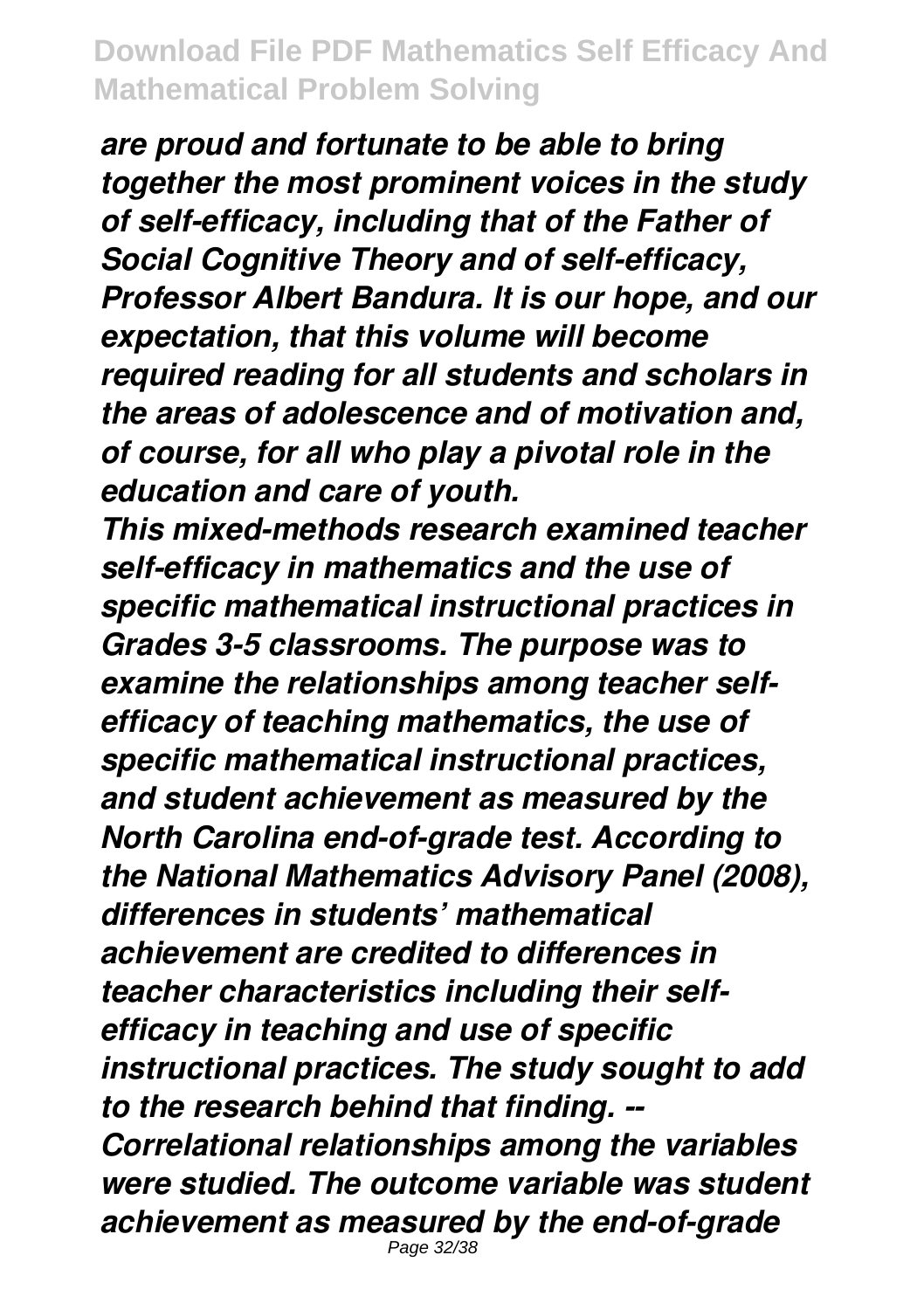*are proud and fortunate to be able to bring together the most prominent voices in the study of self-efficacy, including that of the Father of Social Cognitive Theory and of self-efficacy, Professor Albert Bandura. It is our hope, and our expectation, that this volume will become required reading for all students and scholars in the areas of adolescence and of motivation and, of course, for all who play a pivotal role in the education and care of youth.*

*This mixed-methods research examined teacher self-efficacy in mathematics and the use of specific mathematical instructional practices in Grades 3-5 classrooms. The purpose was to examine the relationships among teacher self-efficacy of teaching mathematics, the use of specific mathematical instructional practices, and student achievement as measured by the North Carolina end-of-grade test. According to the National Mathematics Advisory Panel (2008), differences in students' mathematical achievement are credited to differences in teacher characteristics including their self-efficacy in teaching and use of specific instructional practices. The study sought to add to the research behind that finding. -- Correlational relationships among the variables were studied. The outcome variable was student achievement as measured by the end-of-grade*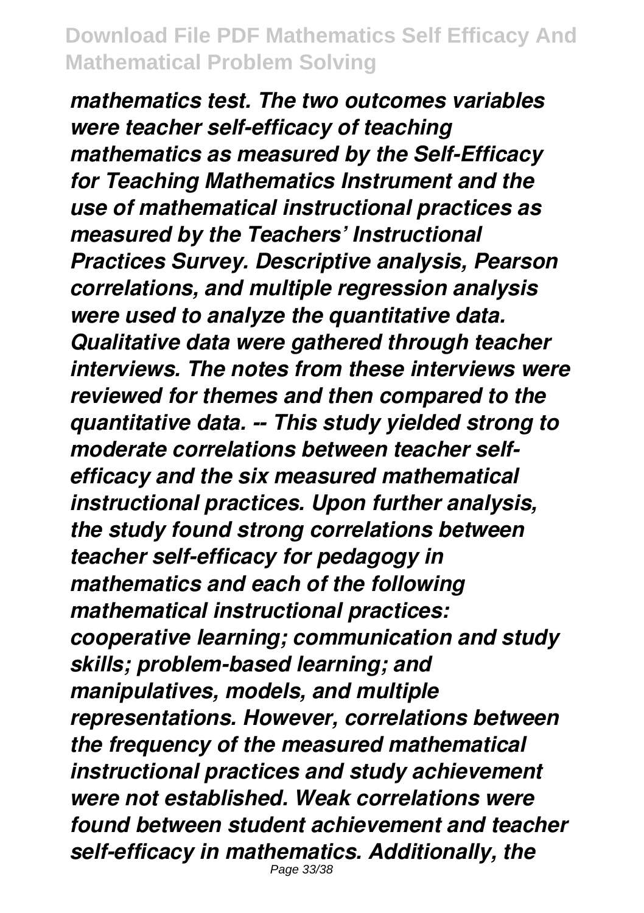*mathematics test. The two outcomes variables were teacher self-efficacy of teaching mathematics as measured by the Self-Efficacy for Teaching Mathematics Instrument and the use of mathematical instructional practices as measured by the Teachers' Instructional Practices Survey. Descriptive analysis, Pearson correlations, and multiple regression analysis were used to analyze the quantitative data. Qualitative data were gathered through teacher interviews. The notes from these interviews were reviewed for themes and then compared to the quantitative data. -- This study yielded strong to moderate correlations between teacher self-efficacy and the six measured mathematical instructional practices. Upon further analysis, the study found strong correlations between teacher self-efficacy for pedagogy in mathematics and each of the following mathematical instructional practices: cooperative learning; communication and study skills; problem-based learning; and manipulatives, models, and multiple representations. However, correlations between the frequency of the measured mathematical instructional practices and study achievement were not established. Weak correlations were found between student achievement and teacher self-efficacy in mathematics. Additionally, the*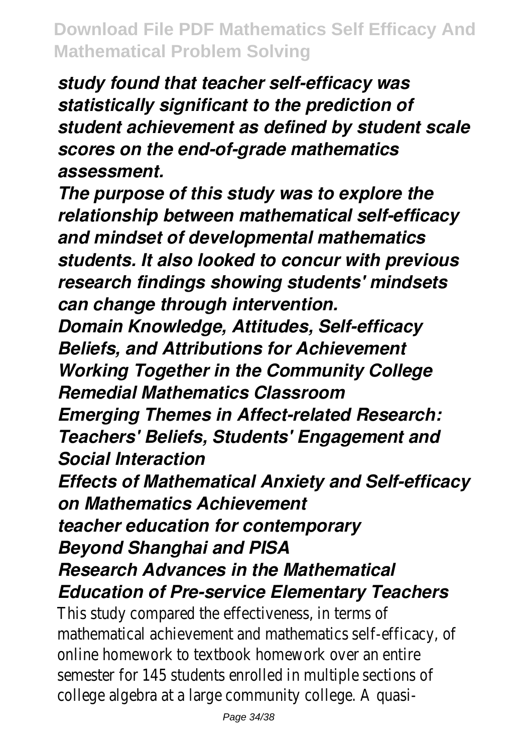***study found that teacher self-efficacy was statistically significant to the prediction of student achievement as defined by student scale scores on the end-of-grade mathematics assessment.***

***The purpose of this study was to explore the relationship between mathematical self-efficacy and mindset of developmental mathematics students. It also looked to concur with previous research findings showing students' mindsets can change through intervention.***

***Domain Knowledge, Attitudes, Self-efficacy Beliefs, and Attributions for Achievement***

***Working Together in the Community College Remedial Mathematics Classroom***

***Emerging Themes in Affect-related Research: Teachers' Beliefs, Students' Engagement and Social Interaction***

***Effects of Mathematical Anxiety and Self-efficacy on Mathematics Achievement***

***teacher education for contemporary***

***Beyond Shanghai and PISA***

***Research Advances in the Mathematical Education of Pre-service Elementary Teachers***

This study compared the effectiveness, in terms of mathematical achievement and mathematics self-efficacy, of online homework to textbook homework over an entire semester for 145 students enrolled in multiple sections of college algebra at a large community college. A quasi-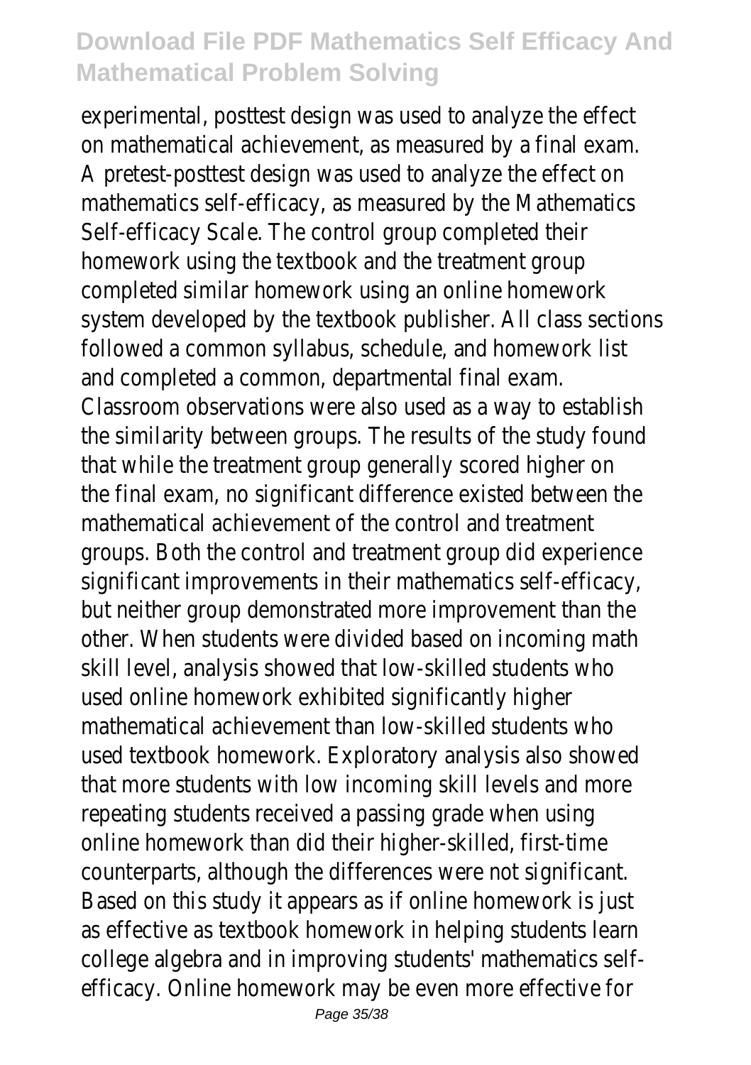experimental, posttest design was used to analyze the effect on mathematical achievement, as measured by a final exam. A pretest-posttest design was used to analyze the effect on mathematics self-efficacy, as measured by the Mathematics Self-efficacy Scale. The control group completed their homework using the textbook and the treatment group completed similar homework using an online homework system developed by the textbook publisher. All class sections followed a common syllabus, schedule, and homework list and completed a common, departmental final exam. Classroom observations were also used as a way to establish the similarity between groups. The results of the study found that while the treatment group generally scored higher on the final exam, no significant difference existed between the mathematical achievement of the control and treatment groups. Both the control and treatment group did experience significant improvements in their mathematics self-efficacy, but neither group demonstrated more improvement than the other. When students were divided based on incoming math skill level, analysis showed that low-skilled students who used online homework exhibited significantly higher mathematical achievement than low-skilled students who used textbook homework. Exploratory analysis also showed that more students with low incoming skill levels and more repeating students received a passing grade when using online homework than did their higher-skilled, first-time counterparts, although the differences were not significant. Based on this study it appears as if online homework is just as effective as textbook homework in helping students learn college algebra and in improving students' mathematics self-efficacy. Online homework may be even more effective for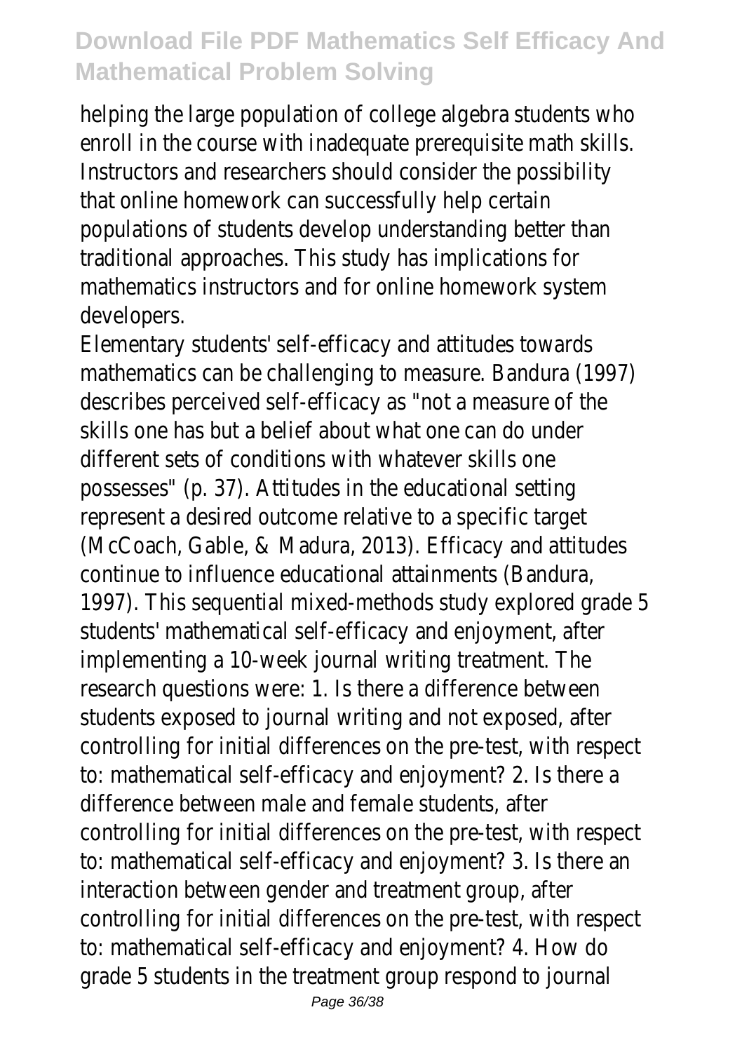helping the large population of college algebra students who enroll in the course with inadequate prerequisite math skills. Instructors and researchers should consider the possibility that online homework can successfully help certain populations of students develop understanding better than traditional approaches. This study has implications for mathematics instructors and for online homework system developers.

Elementary students' self-efficacy and attitudes towards mathematics can be challenging to measure. Bandura (1997) describes perceived self-efficacy as "not a measure of the skills one has but a belief about what one can do under different sets of conditions with whatever skills one possesses" (p. 37). Attitudes in the educational setting represent a desired outcome relative to a specific target (McCoach, Gable, & Madura, 2013). Efficacy and attitudes continue to influence educational attainments (Bandura, 1997). This sequential mixed-methods study explored grade 5 students' mathematical self-efficacy and enjoyment, after implementing a 10-week journal writing treatment. The research questions were: 1. Is there a difference between students exposed to journal writing and not exposed, after controlling for initial differences on the pre-test, with respect to: mathematical self-efficacy and enjoyment? 2. Is there a difference between male and female students, after controlling for initial differences on the pre-test, with respect to: mathematical self-efficacy and enjoyment? 3. Is there an interaction between gender and treatment group, after controlling for initial differences on the pre-test, with respect to: mathematical self-efficacy and enjoyment? 4. How do grade 5 students in the treatment group respond to journal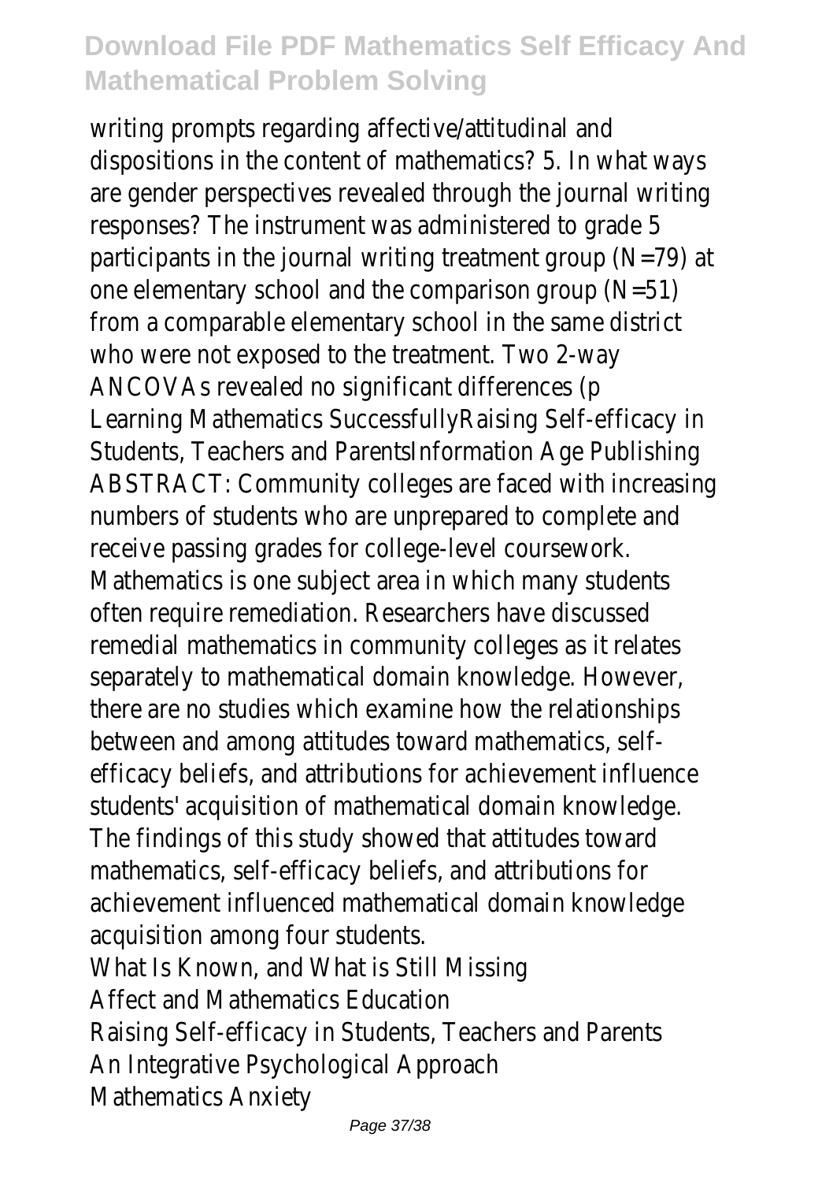writing prompts regarding affective/attitudinal and dispositions in the content of mathematics? 5. In what ways are gender perspectives revealed through the journal writing responses? The instrument was administered to grade 5 participants in the journal writing treatment group (N=79) at one elementary school and the comparison group (N=51) from a comparable elementary school in the same district who were not exposed to the treatment. Two 2-way ANCOVAs revealed no significant differences (p

Learning Mathematics SuccessfullyRaising Self-efficacy in Students, Teachers and ParentsInformation Age Publishing

ABSTRACT: Community colleges are faced with increasing numbers of students who are unprepared to complete and receive passing grades for college-level coursework. Mathematics is one subject area in which many students often require remediation. Researchers have discussed remedial mathematics in community colleges as it relates separately to mathematical domain knowledge. However, there are no studies which examine how the relationships between and among attitudes toward mathematics, self-efficacy beliefs, and attributions for achievement influence students' acquisition of mathematical domain knowledge. The findings of this study showed that attitudes toward mathematics, self-efficacy beliefs, and attributions for achievement influenced mathematical domain knowledge acquisition among four students.

What Is Known, and What is Still Missing

Affect and Mathematics Education

Raising Self-efficacy in Students, Teachers and Parents

An Integrative Psychological Approach

Mathematics Anxiety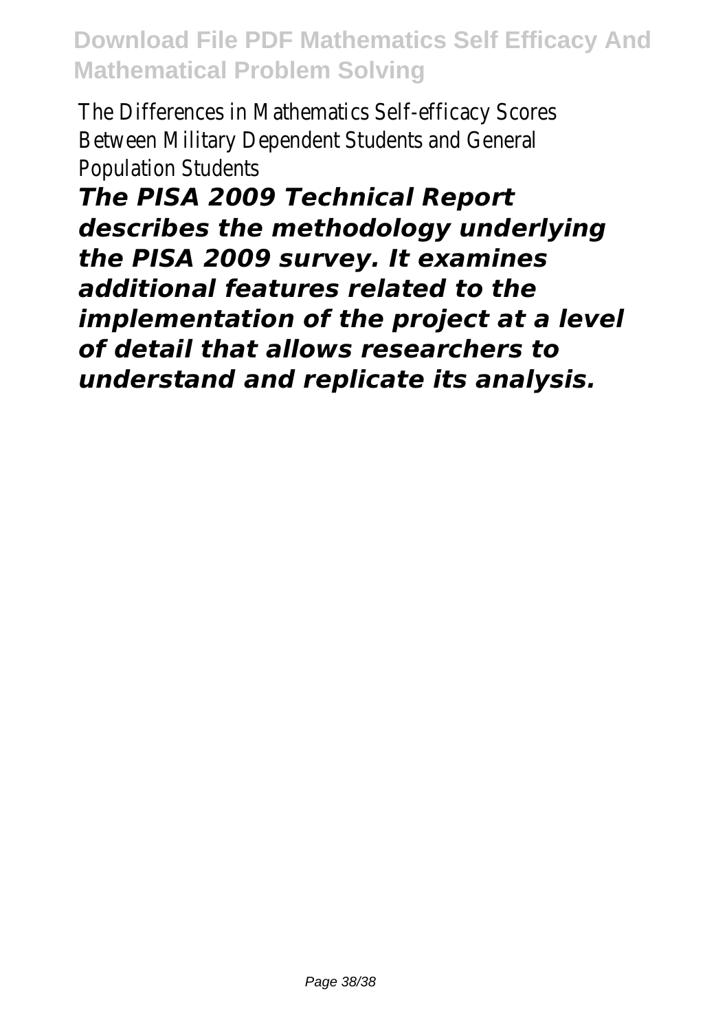The Differences in Mathematics Self-efficacy Scores Between Military Dependent Students and General Population Students

***The PISA 2009 Technical Report describes the methodology underlying the PISA 2009 survey. It examines additional features related to the implementation of the project at a level of detail that allows researchers to understand and replicate its analysis.***